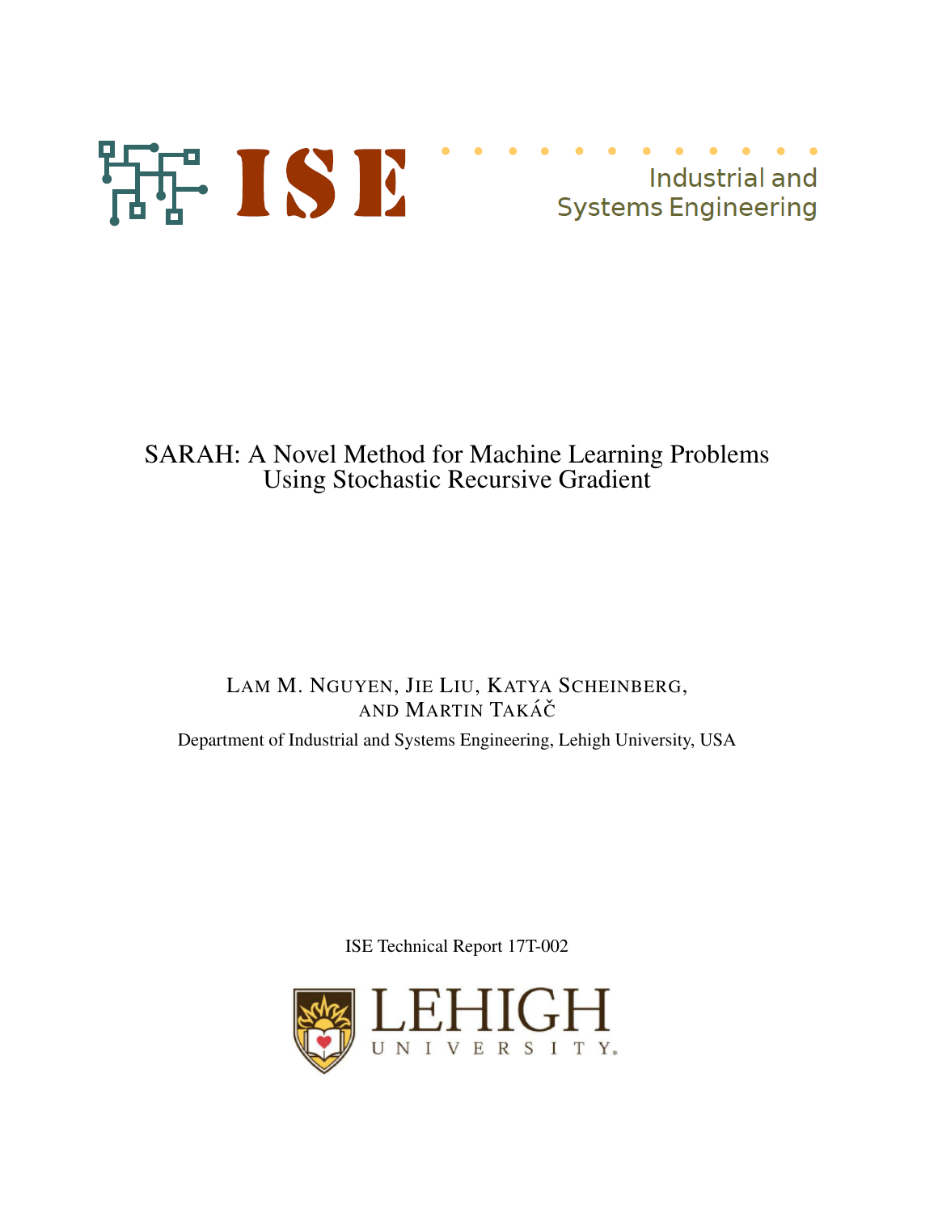ISE

Industrial and Systems Engineering

# SARAH: A Novel Method for Machine Learning Problems Using Stochastic Recursive Gradient

LAM M. NGUYEN, JIE LIU, KATYA SCHEINBERG, AND MARTIN TAKÁČ

Department of Industrial and Systems Engineering, Lehigh University, USA

ISE Technical Report 17T-002

LEHIGH UNIVERSITY.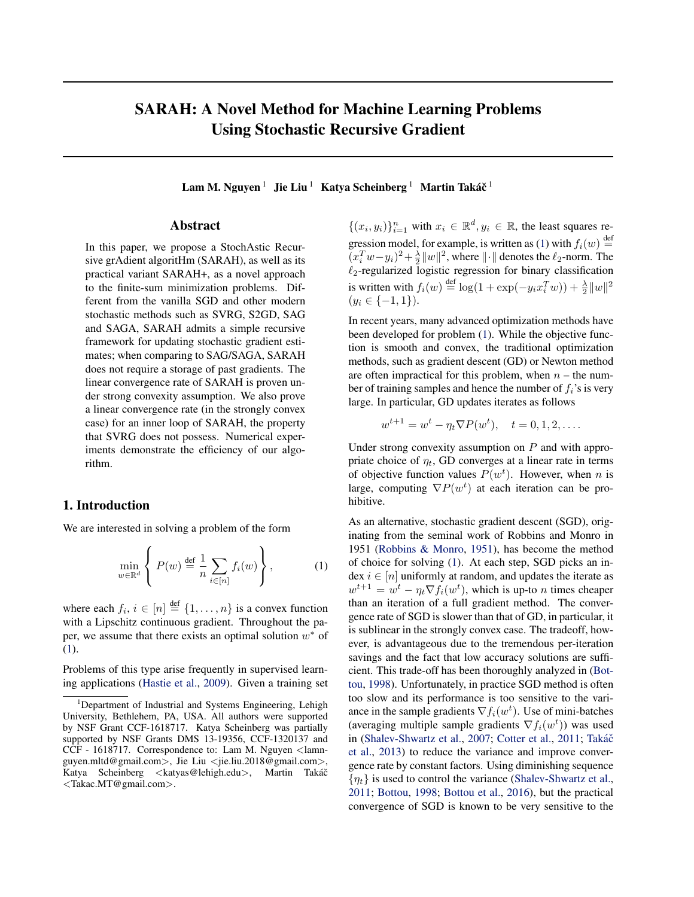# SARAH: A Novel Method for Machine Learning Problems Using Stochastic Recursive Gradient

**Lam M. Nguyen** [1] **Jie Liu** [1] **Katya Scheinberg** [1] **Martin Takáč** [1]

## Abstract

In this paper, we propose a StochAstic Recursive grAdient algoritHm (SARAH), as well as its practical variant SARAH+, as a novel approach to the finite-sum minimization problems. Different from the vanilla SGD and other modern stochastic methods such as SVRG, S2GD, SAG and SAGA, SARAH admits a simple recursive framework for updating stochastic gradient estimates; when comparing to SAG/SAGA, SARAH does not require a storage of past gradients. The linear convergence rate of SARAH is proven under strong convexity assumption. We also prove a linear convergence rate (in the strongly convex case) for an inner loop of SARAH, the property that SVRG does not possess. Numerical experiments demonstrate the efficiency of our algorithm.

## 1. Introduction

We are interested in solving a problem of the form

$$\min_{w \in \mathbb{R}^d} \left\{ P(w) \stackrel{\text{def}}{=} \frac{1}{n} \sum_{i \in [n]} f_i(w) \right\}, \tag{1}$$

where each $f_i$, $i \in [n] \stackrel{\text{def}}{=} \{1, \ldots, n\}$ is a convex function with a Lipschitz continuous gradient. Throughout the paper, we assume that there exists an optimal solution $w^*$ of (1).

Problems of this type arise frequently in supervised learning applications (Hastie et al., 2009). Given a training set $\{(x_i, y_i)\}_{i=1}^n$ with $x_i \in \mathbb{R}^d, y_i \in \mathbb{R}$, the least squares regression model, for example, is written as (1) with $f_i(w) \stackrel{\text{def}}{=} (x_i^T w - y_i)^2 + \frac{\lambda}{2}\|w\|^2$, where $\|\cdot\|$ denotes the $\ell_2$-norm. The $\ell_2$-regularized logistic regression for binary classification is written with $f_i(w) \stackrel{\text{def}}{=} \log(1 + \exp(-y_i x_i^T w)) + \frac{\lambda}{2}\|w\|^2$ $(y_i \in \{-1, 1\})$.

In recent years, many advanced optimization methods have been developed for problem (1). While the objective function is smooth and convex, the traditional optimization methods, such as gradient descent (GD) or Newton method are often impractical for this problem, when $n$ – the number of training samples and hence the number of $f_i$'s is very large. In particular, GD updates iterates as follows

$$w^{t+1} = w^t - \eta_t \nabla P(w^t), \quad t = 0, 1, 2, \ldots.$$

Under strong convexity assumption on $P$ and with appropriate choice of $\eta_t$, GD converges at a linear rate in terms of objective function values $P(w^t)$. However, when $n$ is large, computing $\nabla P(w^t)$ at each iteration can be prohibitive.

As an alternative, stochastic gradient descent (SGD), originating from the seminal work of Robbins and Monro in 1951 (Robbins & Monro, 1951), has become the method of choice for solving (1). At each step, SGD picks an index $i \in [n]$ uniformly at random, and updates the iterate as $w^{t+1} = w^t - \eta_t \nabla f_i(w^t)$, which is up-to $n$ times cheaper than an iteration of a full gradient method. The convergence rate of SGD is slower than that of GD, in particular, it is sublinear in the strongly convex case. The tradeoff, however, is advantageous due to the tremendous per-iteration savings and the fact that low accuracy solutions are sufficient. This trade-off has been thoroughly analyzed in (Bottou, 1998). Unfortunately, in practice SGD method is often too slow and its performance is too sensitive to the variance in the sample gradients $\nabla f_i(w^t)$. Use of mini-batches (averaging multiple sample gradients $\nabla f_i(w^t)$) was used in (Shalev-Shwartz et al., 2007; Cotter et al., 2011; Takáč et al., 2013) to reduce the variance and improve convergence rate by constant factors. Using diminishing sequence $\{\eta_t\}$ is used to control the variance (Shalev-Shwartz et al., 2011; Bottou, 1998; Bottou et al., 2016), but the practical convergence of SGD is known to be very sensitive to the

[1] Department of Industrial and Systems Engineering, Lehigh University, Bethlehem, PA, USA. All authors were supported by NSF Grant CCF-1618717. Katya Scheinberg was partially supported by NSF Grants DMS 13-19356, CCF-1320137 and CCF - 1618717. Correspondence to: Lam M. Nguyen <lamnguyen.mltd@gmail.com>, Jie Liu <jie.liu.2018@gmail.com>, Katya Scheinberg <katyas@lehigh.edu>, Martin Takáč <Takac.MT@gmail.com>.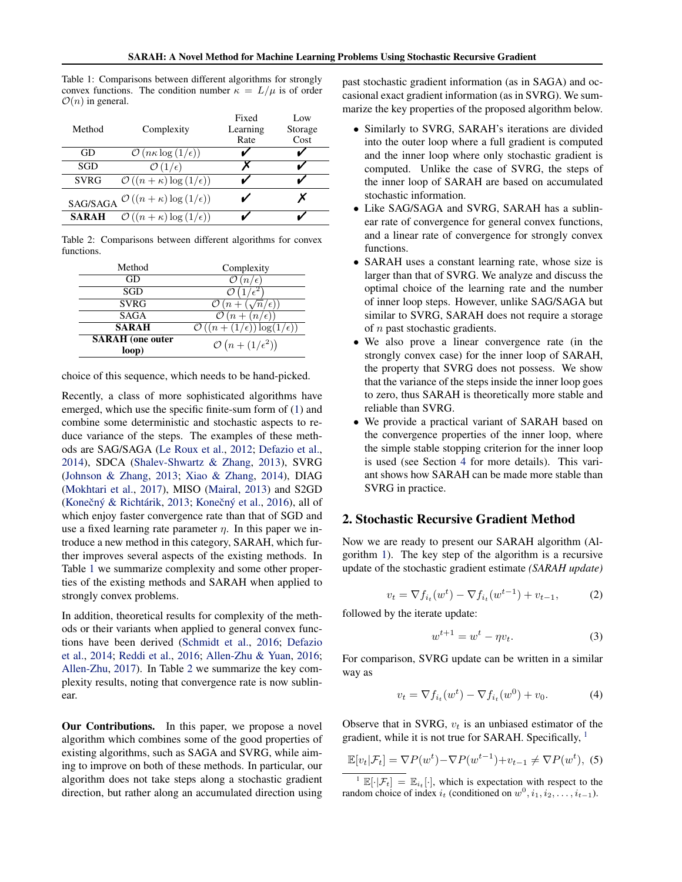Table 1: Comparisons between different algorithms for strongly convex functions. The condition number $\kappa = L/\mu$ is of order $\mathcal{O}(n)$ in general.

| Method | Complexity | Fixed Learning Rate | Low Storage Cost |
|---|---|---|---|
| GD | $\mathcal{O}\left(n\kappa \log\left(1/\epsilon\right)\right)$ | ✔ | ✔ |
| SGD | $\mathcal{O}\left(1/\epsilon\right)$ | ✗ | ✔ |
| SVRG | $\mathcal{O}\left((n+\kappa)\log\left(1/\epsilon\right)\right)$ | ✔ | ✔ |
| SAG/SAGA | $\mathcal{O}\left((n+\kappa)\log\left(1/\epsilon\right)\right)$ | ✔ | ✗ |
| **SARAH** | $\mathcal{O}\left((n+\kappa)\log\left(1/\epsilon\right)\right)$ | ✔ | ✔ |

Table 2: Comparisons between different algorithms for convex functions.

| Method | Complexity |
|---|---|
| GD | $\mathcal{O}\left(n/\epsilon\right)$ |
| SGD | $\mathcal{O}\left(1/\epsilon^2\right)$ |
| SVRG | $\mathcal{O}\left(n + (\sqrt{n}/\epsilon)\right)$ |
| SAGA | $\mathcal{O}\left(n + (n/\epsilon)\right)$ |
| **SARAH** | $\mathcal{O}\left((n + (1/\epsilon))\log(1/\epsilon)\right)$ |
| **SARAH (one outer loop)** | $\mathcal{O}\left(n + (1/\epsilon^2)\right)$ |

choice of this sequence, which needs to be hand-picked.

Recently, a class of more sophisticated algorithms have emerged, which use the specific finite-sum form of (1) and combine some deterministic and stochastic aspects to reduce variance of the steps. The examples of these methods are SAG/SAGA (Le Roux et al., 2012; Defazio et al., 2014), SDCA (Shalev-Shwartz & Zhang, 2013), SVRG (Johnson & Zhang, 2013; Xiao & Zhang, 2014), DIAG (Mokhtari et al., 2017), MISO (Mairal, 2013) and S2GD (Konečný & Richtárik, 2013; Konečný et al., 2016), all of which enjoy faster convergence rate than that of SGD and use a fixed learning rate parameter $\eta$. In this paper we introduce a new method in this category, SARAH, which further improves several aspects of the existing methods. In Table 1 we summarize complexity and some other properties of the existing methods and SARAH when applied to strongly convex problems.

In addition, theoretical results for complexity of the methods or their variants when applied to general convex functions have been derived (Schmidt et al., 2016; Defazio et al., 2014; Reddi et al., 2016; Allen-Zhu & Yuan, 2016; Allen-Zhu, 2017). In Table 2 we summarize the key complexity results, noting that convergence rate is now sublinear.

**Our Contributions.** In this paper, we propose a novel algorithm which combines some of the good properties of existing algorithms, such as SAGA and SVRG, while aiming to improve on both of these methods. In particular, our algorithm does not take steps along a stochastic gradient direction, but rather along an accumulated direction using past stochastic gradient information (as in SAGA) and occasional exact gradient information (as in SVRG). We summarize the key properties of the proposed algorithm below.

- Similarly to SVRG, SARAH's iterations are divided into the outer loop where a full gradient is computed and the inner loop where only stochastic gradient is computed. Unlike the case of SVRG, the steps of the inner loop of SARAH are based on accumulated stochastic information.
- Like SAG/SAGA and SVRG, SARAH has a sublinear rate of convergence for general convex functions, and a linear rate of convergence for strongly convex functions.
- SARAH uses a constant learning rate, whose size is larger than that of SVRG. We analyze and discuss the optimal choice of the learning rate and the number of inner loop steps. However, unlike SAG/SAGA but similar to SVRG, SARAH does not require a storage of $n$ past stochastic gradients.
- We also prove a linear convergence rate (in the strongly convex case) for the inner loop of SARAH, the property that SVRG does not possess. We show that the variance of the steps inside the inner loop goes to zero, thus SARAH is theoretically more stable and reliable than SVRG.
- We provide a practical variant of SARAH based on the convergence properties of the inner loop, where the simple stable stopping criterion for the inner loop is used (see Section 4 for more details). This variant shows how SARAH can be made more stable than SVRG in practice.

## 2. Stochastic Recursive Gradient Method

Now we are ready to present our SARAH algorithm (Algorithm 1). The key step of the algorithm is a recursive update of the stochastic gradient estimate *(SARAH update)*

$$v_t = \nabla f_{i_t}(w^t) - \nabla f_{i_t}(w^{t-1}) + v_{t-1}, \tag{2}$$

followed by the iterate update:

$$w^{t+1} = w^t - \eta v_t. \tag{3}$$

For comparison, SVRG update can be written in a similar way as

$$v_t = \nabla f_{i_t}(w^t) - \nabla f_{i_t}(w^0) + v_0. \tag{4}$$

Observe that in SVRG, $v_t$ is an unbiased estimator of the gradient, while it is not true for SARAH. Specifically, [1]

$$\mathbb{E}[v_t|\mathcal{F}_t] = \nabla P(w^t) - \nabla P(w^{t-1}) + v_{t-1} \neq \nabla P(w^t), \tag{5}$$

[1] $\mathbb{E}[\cdot|\mathcal{F}_t] = \mathbb{E}_{i_t}[\cdot]$, which is expectation with respect to the random choice of index $i_t$ (conditioned on $w^0, i_1, i_2, \ldots, i_{t-1}$).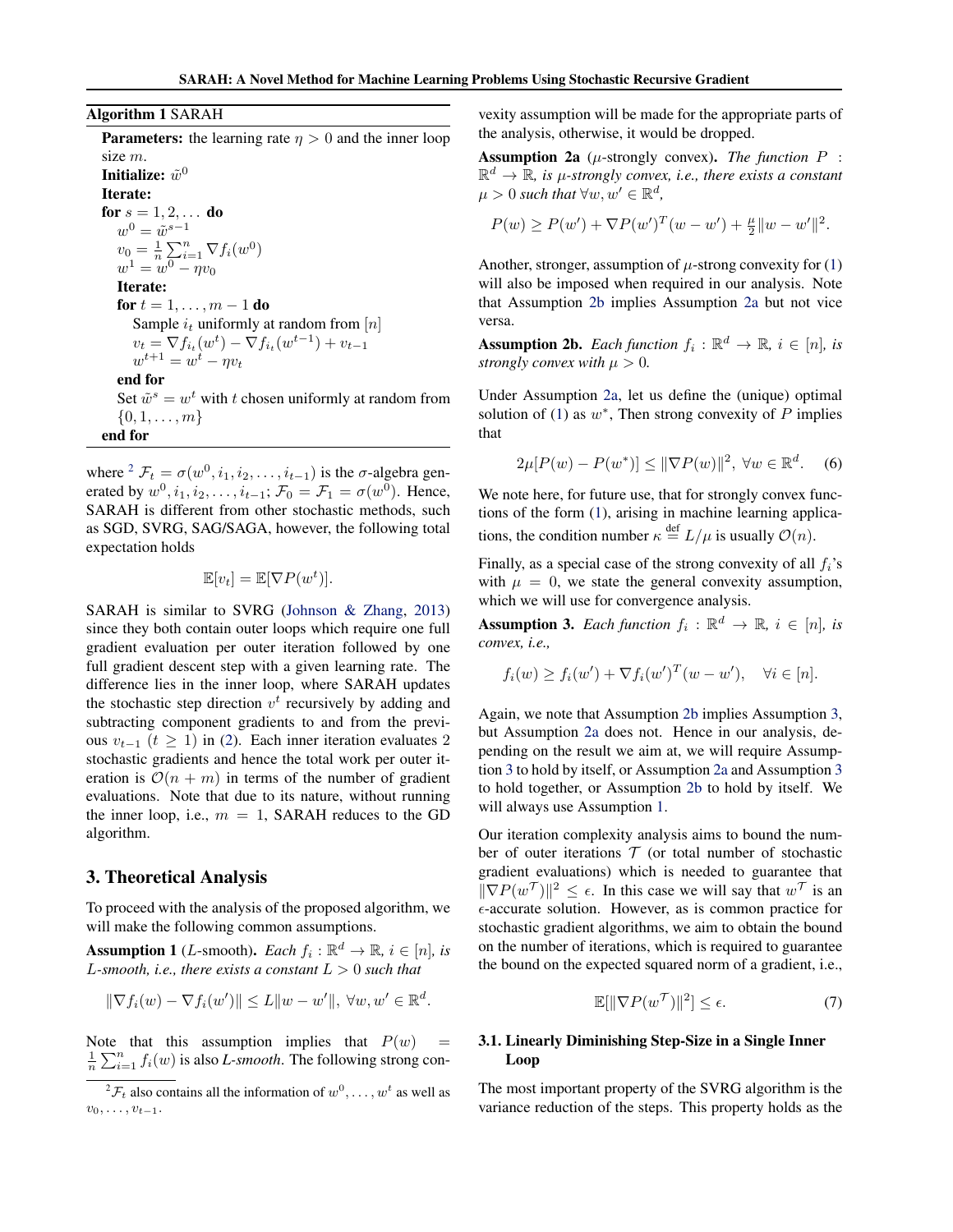**Algorithm 1** SARAH

**Parameters:** the learning rate $\eta > 0$ and the inner loop size $m$.
**Initialize:** $\tilde{w}^0$
**Iterate:**
**for** $s = 1, 2, \dots$ **do**
  $w^0 = \tilde{w}^{s-1}$
  $v_0 = \frac{1}{n}\sum_{i=1}^{n} \nabla f_i(w^0)$
  $w^1 = w^0 - \eta v_0$
  **Iterate:**
  **for** $t = 1, \dots, m-1$ **do**
    Sample $i_t$ uniformly at random from $[n]$
    $v_t = \nabla f_{i_t}(w^t) - \nabla f_{i_t}(w^{t-1}) + v_{t-1}$
    $w^{t+1} = w^t - \eta v_t$
  **end for**
  Set $\tilde{w}^s = w^t$ with $t$ chosen uniformly at random from $\{0, 1, \dots, m\}$
**end for**

where [2] $\mathcal{F}_t = \sigma(w^0, i_1, i_2, \dots, i_{t-1})$ is the $\sigma$-algebra generated by $w^0, i_1, i_2, \dots, i_{t-1}$; $\mathcal{F}_0 = \mathcal{F}_1 = \sigma(w^0)$. Hence, SARAH is different from other stochastic methods, such as SGD, SVRG, SAG/SAGA, however, the following total expectation holds

$$\mathbb{E}[v_t] = \mathbb{E}[\nabla P(w^t)].$$

SARAH is similar to SVRG (Johnson & Zhang, 2013) since they both contain outer loops which require one full gradient evaluation per outer iteration followed by one full gradient descent step with a given learning rate. The difference lies in the inner loop, where SARAH updates the stochastic step direction $v^t$ recursively by adding and subtracting component gradients to and from the previous $v_{t-1}$ ($t \geq 1$) in (2). Each inner iteration evaluates 2 stochastic gradients and hence the total work per outer iteration is $\mathcal{O}(n + m)$ in terms of the number of gradient evaluations. Note that due to its nature, without running the inner loop, i.e., $m = 1$, SARAH reduces to the GD algorithm.

## 3. Theoretical Analysis

To proceed with the analysis of the proposed algorithm, we will make the following common assumptions.

**Assumption 1** ($L$-smooth). *Each $f_i : \mathbb{R}^d \to \mathbb{R}$, $i \in [n]$, is $L$-smooth, i.e., there exists a constant $L > 0$ such that*

$$\|\nabla f_i(w) - \nabla f_i(w')\| \leq L\|w - w'\|, \ \forall w, w' \in \mathbb{R}^d.$$

Note that this assumption implies that $P(w) = \frac{1}{n}\sum_{i=1}^{n} f_i(w)$ is also *L-smooth*. The following strong convexity assumption will be made for the appropriate parts of the analysis, otherwise, it would be dropped.

**Assumption 2a** ($\mu$-strongly convex). *The function $P : \mathbb{R}^d \to \mathbb{R}$, is $\mu$-strongly convex, i.e., there exists a constant $\mu > 0$ such that $\forall w, w' \in \mathbb{R}^d$,*

$$P(w) \geq P(w') + \nabla P(w')^T(w - w') + \tfrac{\mu}{2}\|w - w'\|^2.$$

Another, stronger, assumption of $\mu$-strong convexity for (1) will also be imposed when required in our analysis. Note that Assumption 2b implies Assumption 2a but not vice versa.

**Assumption 2b.** *Each function $f_i : \mathbb{R}^d \to \mathbb{R}$, $i \in [n]$, is strongly convex with $\mu > 0$.*

Under Assumption 2a, let us define the (unique) optimal solution of (1) as $w^*$, Then strong convexity of $P$ implies that

$$2\mu[P(w) - P(w^*)] \leq \|\nabla P(w)\|^2, \ \forall w \in \mathbb{R}^d. \quad (6)$$

We note here, for future use, that for strongly convex functions of the form (1), arising in machine learning applications, the condition number $\kappa \overset{\text{def}}{=} L/\mu$ is usually $\mathcal{O}(n)$.

Finally, as a special case of the strong convexity of all $f_i$'s with $\mu = 0$, we state the general convexity assumption, which we will use for convergence analysis.

**Assumption 3.** *Each function $f_i : \mathbb{R}^d \to \mathbb{R}$, $i \in [n]$, is convex, i.e.,*

$$f_i(w) \geq f_i(w') + \nabla f_i(w')^T(w - w'), \quad \forall i \in [n].$$

Again, we note that Assumption 2b implies Assumption 3, but Assumption 2a does not. Hence in our analysis, depending on the result we aim at, we will require Assumption 3 to hold by itself, or Assumption 2a and Assumption 3 to hold together, or Assumption 2b to hold by itself. We will always use Assumption 1.

Our iteration complexity analysis aims to bound the number of outer iterations $\mathcal{T}$ (or total number of stochastic gradient evaluations) which is needed to guarantee that $\|\nabla P(w^{\mathcal{T}})\|^2 \leq \epsilon$. In this case we will say that $w^{\mathcal{T}}$ is an $\epsilon$-accurate solution. However, as is common practice for stochastic gradient algorithms, we aim to obtain the bound on the number of iterations, which is required to guarantee the bound on the expected squared norm of a gradient, i.e.,

$$\mathbb{E}[\|\nabla P(w^{\mathcal{T}})\|^2] \leq \epsilon. \quad (7)$$

### 3.1. Linearly Diminishing Step-Size in a Single Inner Loop

The most important property of the SVRG algorithm is the variance reduction of the steps. This property holds as the

[2] $\mathcal{F}_t$ also contains all the information of $w^0, \dots, w^t$ as well as $v_0, \dots, v_{t-1}$.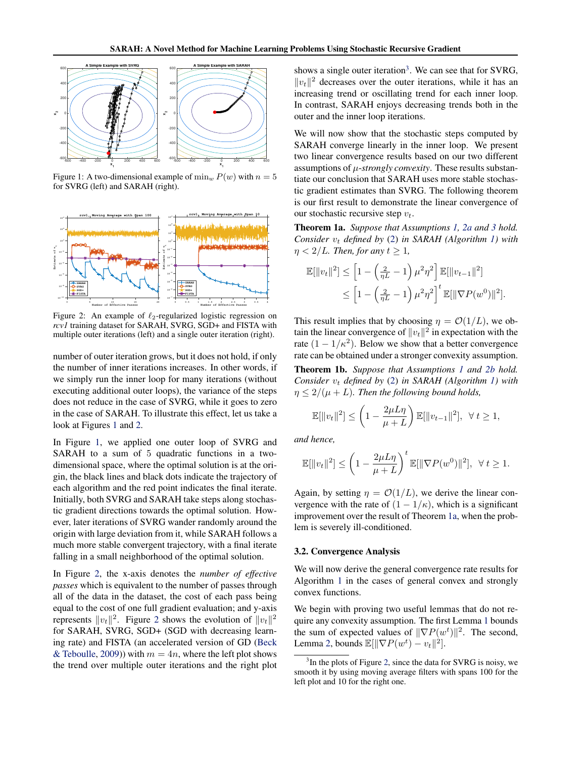Figure 1: A two-dimensional example of $\min_w P(w)$ with $n = 5$ for SVRG (left) and SARAH (right).

Figure 2: An example of $\ell_2$-regularized logistic regression on *rcv1* training dataset for SARAH, SVRG, SGD+ and FISTA with multiple outer iterations (left) and a single outer iteration (right).

number of outer iteration grows, but it does not hold, if only the number of inner iterations increases. In other words, if we simply run the inner loop for many iterations (without executing additional outer loops), the variance of the steps does not reduce in the case of SVRG, while it goes to zero in the case of SARAH. To illustrate this effect, let us take a look at Figures 1 and 2.

In Figure 1, we applied one outer loop of SVRG and SARAH to a sum of 5 quadratic functions in a two-dimensional space, where the optimal solution is at the origin, the black lines and black dots indicate the trajectory of each algorithm and the red point indicates the final iterate. Initially, both SVRG and SARAH take steps along stochastic gradient directions towards the optimal solution. However, later iterations of SVRG wander randomly around the origin with large deviation from it, while SARAH follows a much more stable convergent trajectory, with a final iterate falling in a small neighborhood of the optimal solution.

In Figure 2, the x-axis denotes the *number of effective passes* which is equivalent to the number of passes through all of the data in the dataset, the cost of each pass being equal to the cost of one full gradient evaluation; and y-axis represents $\|v_t\|^2$. Figure 2 shows the evolution of $\|v_t\|^2$ for SARAH, SVRG, SGD+ (SGD with decreasing learning rate) and FISTA (an accelerated version of GD (Beck & Teboulle, 2009)) with $m = 4n$, where the left plot shows the trend over multiple outer iterations and the right plot shows a single outer iteration[3]. We can see that for SVRG, $\|v_t\|^2$ decreases over the outer iterations, while it has an increasing trend or oscillating trend for each inner loop. In contrast, SARAH enjoys decreasing trends both in the outer and the inner loop iterations.

We will now show that the stochastic steps computed by SARAH converge linearly in the inner loop. We present two linear convergence results based on our two different assumptions of $\mu$-*strongly convexity*. These results substantiate our conclusion that SARAH uses more stable stochastic gradient estimates than SVRG. The following theorem is our first result to demonstrate the linear convergence of our stochastic recursive step $v_t$.

**Theorem 1a.** *Suppose that Assumptions 1, 2a and 3 hold. Consider $v_t$ defined by (2) in SARAH (Algorithm 1) with $\eta < 2/L$. Then, for any $t \geq 1$,*

$$\mathbb{E}[\|v_t\|^2] \leq \left[1 - \left(\tfrac{2}{\eta L} - 1\right)\mu^2\eta^2\right]\mathbb{E}[\|v_{t-1}\|^2]$$
$$\leq \left[1 - \left(\tfrac{2}{\eta L} - 1\right)\mu^2\eta^2\right]^t\mathbb{E}[\|\nabla P(w^0)\|^2].$$

This result implies that by choosing $\eta = \mathcal{O}(1/L)$, we obtain the linear convergence of $\|v_t\|^2$ in expectation with the rate $(1 - 1/\kappa^2)$. Below we show that a better convergence rate can be obtained under a stronger convexity assumption.

**Theorem 1b.** *Suppose that Assumptions 1 and 2b hold. Consider $v_t$ defined by (2) in SARAH (Algorithm 1) with $\eta \leq 2/(\mu + L)$. Then the following bound holds,*

$$\mathbb{E}[\|v_t\|^2] \leq \left(1 - \frac{2\mu L\eta}{\mu + L}\right)\mathbb{E}[\|v_{t-1}\|^2], \ \ \forall\, t \geq 1,$$

*and hence,*

$$\mathbb{E}[\|v_t\|^2] \leq \left(1 - \frac{2\mu L\eta}{\mu + L}\right)^t\mathbb{E}[\|\nabla P(w^0)\|^2], \ \ \forall\, t \geq 1.$$

Again, by setting $\eta = \mathcal{O}(1/L)$, we derive the linear convergence with the rate of $(1 - 1/\kappa)$, which is a significant improvement over the result of Theorem 1a, when the problem is severely ill-conditioned.

### 3.2. Convergence Analysis

We will now derive the general convergence rate results for Algorithm 1 in the cases of general convex and strongly convex functions.

We begin with proving two useful lemmas that do not require any convexity assumption. The first Lemma 1 bounds the sum of expected values of $\|\nabla P(w^t)\|^2$. The second, Lemma 2, bounds $\mathbb{E}[\|\nabla P(w^t) - v_t\|^2]$.

[3] In the plots of Figure 2, since the data for SVRG is noisy, we smooth it by using moving average filters with spans 100 for the left plot and 10 for the right one.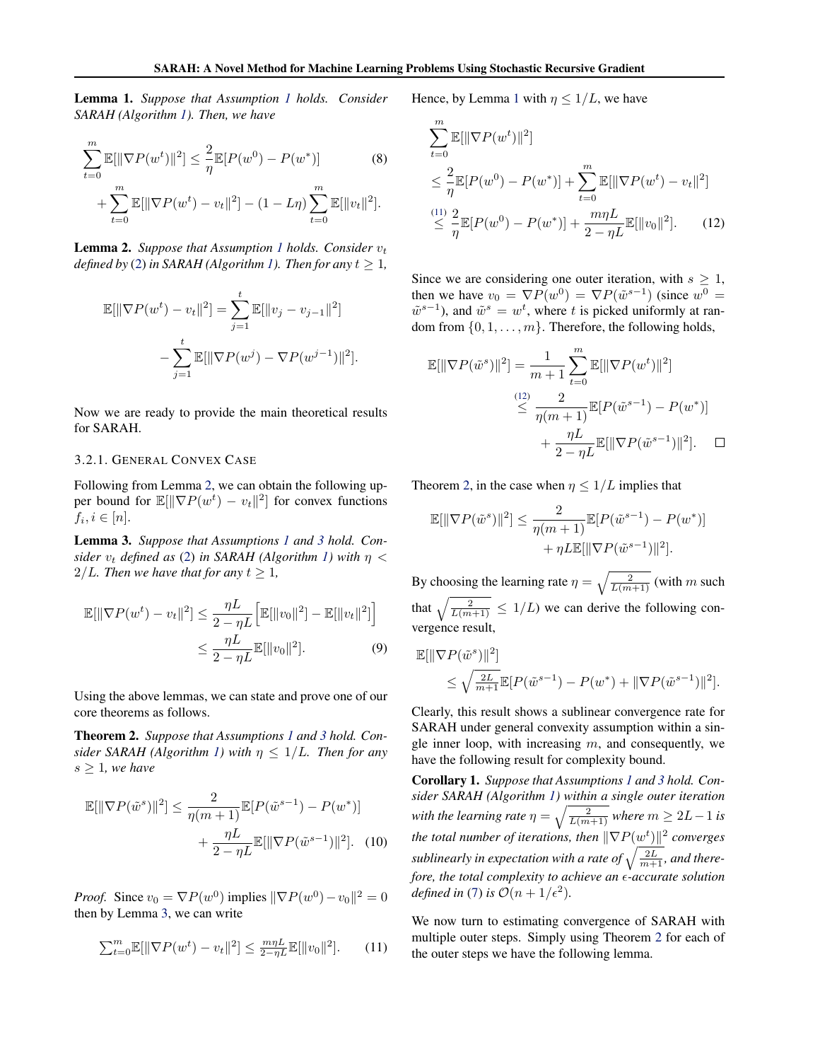**Lemma 1.** *Suppose that Assumption 1 holds. Consider SARAH (Algorithm 1). Then, we have*

$$\sum_{t=0}^{m} \mathbb{E}[\|\nabla P(w^t)\|^2] \leq \frac{2}{\eta}\mathbb{E}[P(w^0) - P(w^*)] \qquad (8)$$
$$+ \sum_{t=0}^{m} \mathbb{E}[\|\nabla P(w^t) - v_t\|^2] - (1 - L\eta)\sum_{t=0}^{m} \mathbb{E}[\|v_t\|^2].$$

**Lemma 2.** *Suppose that Assumption 1 holds. Consider $v_t$ defined by (2) in SARAH (Algorithm 1). Then for any $t \geq 1$,*

$$\mathbb{E}[\|\nabla P(w^t) - v_t\|^2] = \sum_{j=1}^{t} \mathbb{E}[\|v_j - v_{j-1}\|^2]$$
$$- \sum_{j=1}^{t} \mathbb{E}[\|\nabla P(w^j) - \nabla P(w^{j-1})\|^2].$$

Now we are ready to provide the main theoretical results for SARAH.

#### 3.2.1. General Convex Case

Following from Lemma 2, we can obtain the following upper bound for $\mathbb{E}[\|\nabla P(w^t) - v_t\|^2]$ for convex functions $f_i, i \in [n]$.

**Lemma 3.** *Suppose that Assumptions 1 and 3 hold. Consider $v_t$ defined as (2) in SARAH (Algorithm 1) with $\eta < 2/L$. Then we have that for any $t \geq 1$,*

$$\mathbb{E}[\|\nabla P(w^t) - v_t\|^2] \leq \frac{\eta L}{2 - \eta L}\Big[\mathbb{E}[\|v_0\|^2] - \mathbb{E}[\|v_t\|^2]\Big]$$
$$\leq \frac{\eta L}{2 - \eta L}\mathbb{E}[\|v_0\|^2]. \qquad (9)$$

Using the above lemmas, we can state and prove one of our core theorems as follows.

**Theorem 2.** *Suppose that Assumptions 1 and 3 hold. Consider SARAH (Algorithm 1) with $\eta \leq 1/L$. Then for any $s \geq 1$, we have*

$$\mathbb{E}[\|\nabla P(\tilde{w}^s)\|^2] \leq \frac{2}{\eta(m+1)}\mathbb{E}[P(\tilde{w}^{s-1}) - P(w^*)]$$
$$+ \frac{\eta L}{2 - \eta L}\mathbb{E}[\|\nabla P(\tilde{w}^{s-1})\|^2]. \qquad (10)$$

*Proof.* Since $v_0 = \nabla P(w^0)$ implies $\|\nabla P(w^0) - v_0\|^2 = 0$ then by Lemma 3, we can write

$$\textstyle\sum_{t=0}^{m}\mathbb{E}[\|\nabla P(w^t) - v_t\|^2] \leq \frac{m\eta L}{2 - \eta L}\mathbb{E}[\|v_0\|^2]. \qquad (11)$$

Hence, by Lemma 1 with $\eta \leq 1/L$, we have

$$\sum_{t=0}^{m}\mathbb{E}[\|\nabla P(w^t)\|^2]$$
$$\leq \frac{2}{\eta}\mathbb{E}[P(w^0) - P(w^*)] + \sum_{t=0}^{m}\mathbb{E}[\|\nabla P(w^t) - v_t\|^2]$$
$$\overset{(11)}{\leq} \frac{2}{\eta}\mathbb{E}[P(w^0) - P(w^*)] + \frac{m\eta L}{2 - \eta L}\mathbb{E}[\|v_0\|^2]. \qquad (12)$$

Since we are considering one outer iteration, with $s \geq 1$, then we have $v_0 = \nabla P(w^0) = \nabla P(\tilde{w}^{s-1})$ (since $w^0 = \tilde{w}^{s-1}$), and $\tilde{w}^s = w^t$, where $t$ is picked uniformly at random from $\{0, 1, \ldots, m\}$. Therefore, the following holds,

$$\mathbb{E}[\|\nabla P(\tilde{w}^s)\|^2] = \frac{1}{m+1}\sum_{t=0}^{m}\mathbb{E}[\|\nabla P(w^t)\|^2]$$
$$\overset{(12)}{\leq} \frac{2}{\eta(m+1)}\mathbb{E}[P(\tilde{w}^{s-1}) - P(w^*)]$$
$$+ \frac{\eta L}{2 - \eta L}\mathbb{E}[\|\nabla P(\tilde{w}^{s-1})\|^2]. \qquad \square$$

Theorem 2, in the case when $\eta \leq 1/L$ implies that

$$\mathbb{E}[\|\nabla P(\tilde{w}^s)\|^2] \leq \frac{2}{\eta(m+1)}\mathbb{E}[P(\tilde{w}^{s-1}) - P(w^*)]$$
$$+ \eta L\mathbb{E}[\|\nabla P(\tilde{w}^{s-1})\|^2].$$

By choosing the learning rate $\eta = \sqrt{\frac{2}{L(m+1)}}$ (with $m$ such that $\sqrt{\frac{2}{L(m+1)}} \leq 1/L$) we can derive the following convergence result,

$$\mathbb{E}[\|\nabla P(\tilde{w}^s)\|^2]$$
$$\leq \sqrt{\tfrac{2L}{m+1}}\mathbb{E}[P(\tilde{w}^{s-1}) - P(w^*) + \|\nabla P(\tilde{w}^{s-1})\|^2].$$

Clearly, this result shows a sublinear convergence rate for SARAH under general convexity assumption within a single inner loop, with increasing $m$, and consequently, we have the following result for complexity bound.

**Corollary 1.** *Suppose that Assumptions 1 and 3 hold. Consider SARAH (Algorithm 1) within a single outer iteration with the learning rate $\eta = \sqrt{\frac{2}{L(m+1)}}$ where $m \geq 2L - 1$ is the total number of iterations, then $\|\nabla P(w^t)\|^2$ converges sublinearly in expectation with a rate of $\sqrt{\frac{2L}{m+1}}$, and therefore, the total complexity to achieve an $\epsilon$-accurate solution defined in (7) is $\mathcal{O}(n + 1/\epsilon^2)$.*

We now turn to estimating convergence of SARAH with multiple outer steps. Simply using Theorem 2 for each of the outer steps we have the following lemma.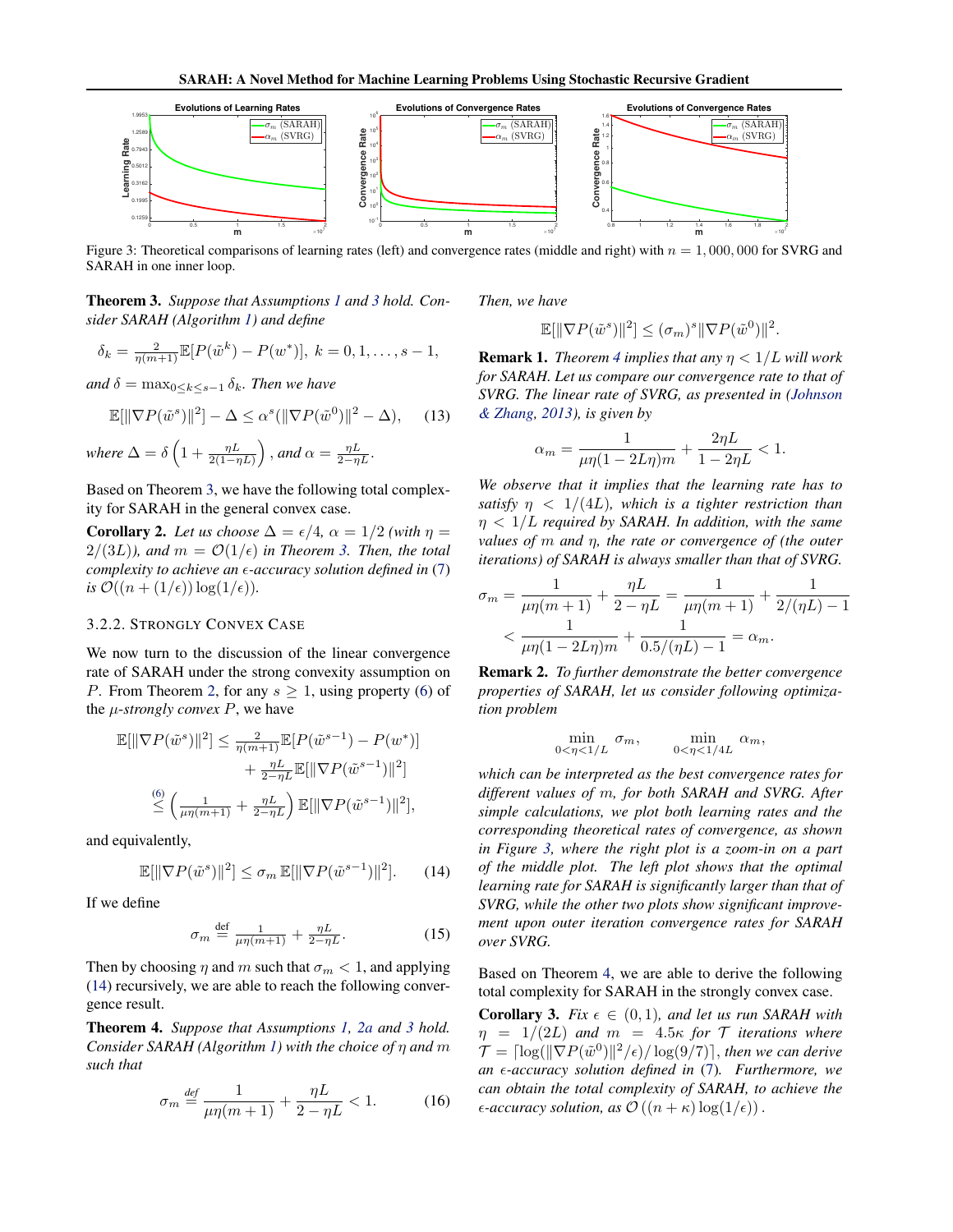Figure 3: Theoretical comparisons of learning rates (left) and convergence rates (middle and right) with $n = 1,000,000$ for SVRG and SARAH in one inner loop.

**Theorem 3.** *Suppose that Assumptions 1 and 3 hold. Consider SARAH (Algorithm 1) and define*

$$\delta_k = \tfrac{2}{\eta(m+1)}\mathbb{E}[P(\tilde{w}^k) - P(w^*)],\ k = 0, 1, \ldots, s-1,$$

*and $\delta = \max_{0 \le k \le s-1} \delta_k$. Then we have*

$$\mathbb{E}[\|\nabla P(\tilde{w}^s)\|^2] - \Delta \le \alpha^s(\|\nabla P(\tilde{w}^0)\|^2 - \Delta), \quad (13)$$

*where $\Delta = \delta\left(1 + \frac{\eta L}{2(1-\eta L)}\right)$, and $\alpha = \frac{\eta L}{2-\eta L}$.*

Based on Theorem 3, we have the following total complexity for SARAH in the general convex case.

**Corollary 2.** *Let us choose $\Delta = \epsilon/4$, $\alpha = 1/2$ (with $\eta = 2/(3L)$), and $m = \mathcal{O}(1/\epsilon)$ in Theorem 3. Then, the total complexity to achieve an $\epsilon$-accuracy solution defined in (7) is $\mathcal{O}((n + (1/\epsilon))\log(1/\epsilon))$.*

### 3.2.2. Strongly Convex Case

We now turn to the discussion of the linear convergence rate of SARAH under the strong convexity assumption on $P$. From Theorem 2, for any $s \ge 1$, using property (6) of the $\mu$-*strongly convex* $P$, we have

$$\begin{aligned}\mathbb{E}[\|\nabla P(\tilde{w}^s)\|^2] &\le \tfrac{2}{\eta(m+1)}\mathbb{E}[P(\tilde{w}^{s-1}) - P(w^*)] \\ &\quad + \tfrac{\eta L}{2-\eta L}\mathbb{E}[\|\nabla P(\tilde{w}^{s-1})\|^2] \\ &\overset{(6)}{\le} \left(\tfrac{1}{\mu\eta(m+1)} + \tfrac{\eta L}{2-\eta L}\right)\mathbb{E}[\|\nabla P(\tilde{w}^{s-1})\|^2],\end{aligned}$$

and equivalently,

$$\mathbb{E}[\|\nabla P(\tilde{w}^s)\|^2] \le \sigma_m\, \mathbb{E}[\|\nabla P(\tilde{w}^{s-1})\|^2]. \quad (14)$$

If we define

$$\sigma_m \overset{\text{def}}{=} \tfrac{1}{\mu\eta(m+1)} + \tfrac{\eta L}{2-\eta L}. \quad (15)$$

Then by choosing $\eta$ and $m$ such that $\sigma_m < 1$, and applying (14) recursively, we are able to reach the following convergence result.

**Theorem 4.** *Suppose that Assumptions 1, 2a and 3 hold. Consider SARAH (Algorithm 1) with the choice of $\eta$ and $m$ such that*

$$\sigma_m \overset{def}{=} \frac{1}{\mu\eta(m+1)} + \frac{\eta L}{2-\eta L} < 1. \quad (16)$$

*Then, we have*

$$\mathbb{E}[\|\nabla P(\tilde{w}^s)\|^2] \le (\sigma_m)^s \|\nabla P(\tilde{w}^0)\|^2.$$

**Remark 1.** *Theorem 4 implies that any $\eta < 1/L$ will work for SARAH. Let us compare our convergence rate to that of SVRG. The linear rate of SVRG, as presented in (Johnson & Zhang, 2013), is given by*

$$\alpha_m = \frac{1}{\mu\eta(1-2L\eta)m} + \frac{2\eta L}{1-2\eta L} < 1.$$

*We observe that it implies that the learning rate has to satisfy $\eta < 1/(4L)$, which is a tighter restriction than $\eta < 1/L$ required by SARAH. In addition, with the same values of $m$ and $\eta$, the rate or convergence of (the outer iterations) of SARAH is always smaller than that of SVRG.*

$$\begin{aligned}\sigma_m &= \frac{1}{\mu\eta(m+1)} + \frac{\eta L}{2-\eta L} = \frac{1}{\mu\eta(m+1)} + \frac{1}{2/(\eta L)-1} \\ &< \frac{1}{\mu\eta(1-2L\eta)m} + \frac{1}{0.5/(\eta L)-1} = \alpha_m.\end{aligned}$$

**Remark 2.** *To further demonstrate the better convergence properties of SARAH, let us consider following optimization problem*

$$\min_{0<\eta<1/L} \sigma_m, \qquad \min_{0<\eta<1/4L} \alpha_m,$$

*which can be interpreted as the best convergence rates for different values of $m$, for both SARAH and SVRG. After simple calculations, we plot both learning rates and the corresponding theoretical rates of convergence, as shown in Figure 3, where the right plot is a zoom-in on a part of the middle plot. The left plot shows that the optimal learning rate for SARAH is significantly larger than that of SVRG, while the other two plots show significant improvement upon outer iteration convergence rates for SARAH over SVRG.*

Based on Theorem 4, we are able to derive the following total complexity for SARAH in the strongly convex case.

**Corollary 3.** *Fix $\epsilon \in (0,1)$, and let us run SARAH with $\eta = 1/(2L)$ and $m = 4.5\kappa$ for $\mathcal{T}$ iterations where $\mathcal{T} = \lceil \log(\|\nabla P(\tilde{w}^0)\|^2/\epsilon)/\log(9/7)\rceil$, then we can derive an $\epsilon$-accuracy solution defined in (7). Furthermore, we can obtain the total complexity of SARAH, to achieve the $\epsilon$-accuracy solution, as $\mathcal{O}\left((n+\kappa)\log(1/\epsilon)\right)$.*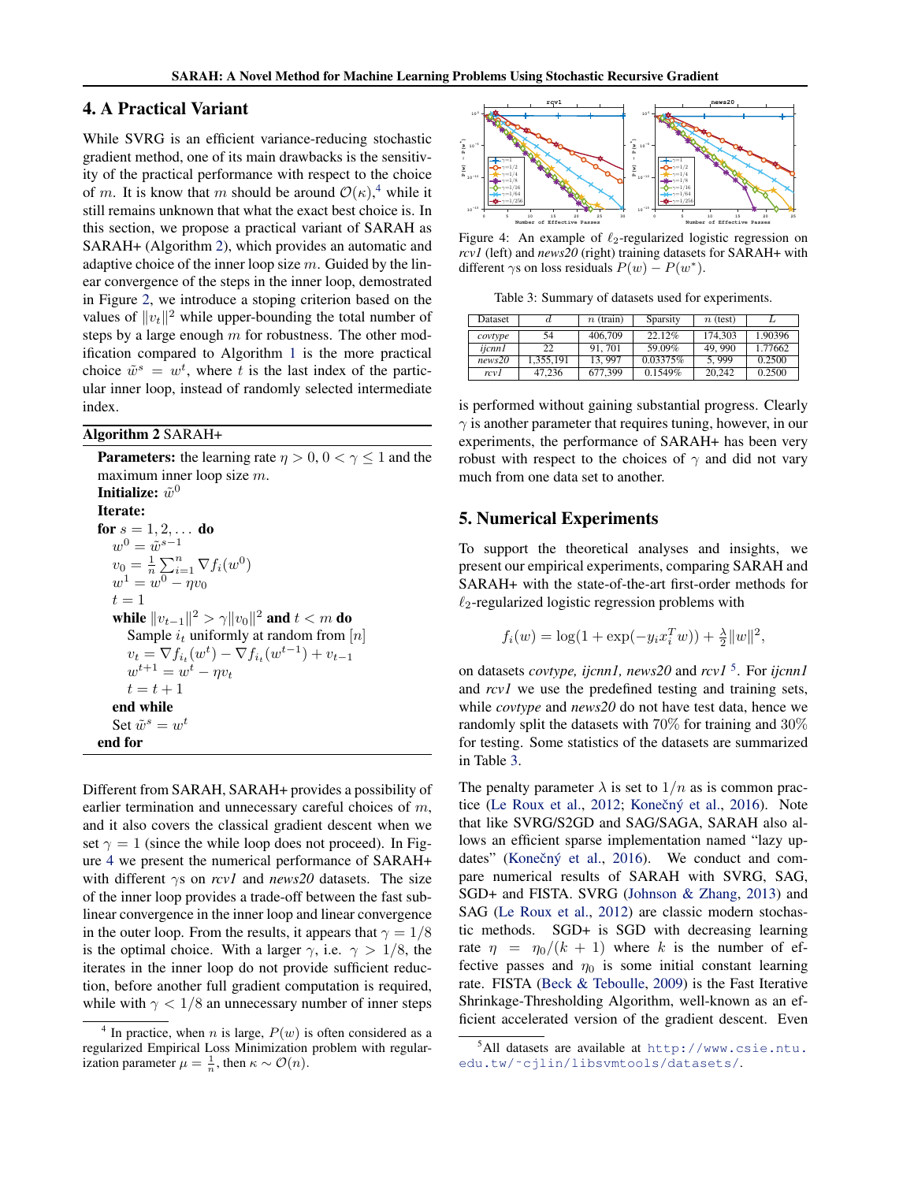## 4. A Practical Variant

While SVRG is an efficient variance-reducing stochastic gradient method, one of its main drawbacks is the sensitivity of the practical performance with respect to the choice of $m$. It is know that $m$ should be around $\mathcal{O}(\kappa)$,[4] while it still remains unknown that what the exact best choice is. In this section, we propose a practical variant of SARAH as SARAH+ (Algorithm 2), which provides an automatic and adaptive choice of the inner loop size $m$. Guided by the linear convergence of the steps in the inner loop, demostrated in Figure 2, we introduce a stoping criterion based on the values of $\|v_t\|^2$ while upper-bounding the total number of steps by a large enough $m$ for robustness. The other modification compared to Algorithm 1 is the more practical choice $\tilde{w}^s = w^t$, where $t$ is the last index of the particular inner loop, instead of randomly selected intermediate index.

**Algorithm 2** SARAH+

**Parameters:** the learning rate $\eta > 0$, $0 < \gamma \leq 1$ and the maximum inner loop size $m$.
**Initialize:** $\tilde{w}^0$
**Iterate:**
**for** $s = 1, 2, \dots$ **do**
  $w^0 = \tilde{w}^{s-1}$
  $v_0 = \frac{1}{n}\sum_{i=1}^{n} \nabla f_i(w^0)$
  $w^1 = w^0 - \eta v_0$
  $t = 1$
  **while** $\|v_{t-1}\|^2 > \gamma \|v_0\|^2$ **and** $t < m$ **do**
    Sample $i_t$ uniformly at random from $[n]$
    $v_t = \nabla f_{i_t}(w^t) - \nabla f_{i_t}(w^{t-1}) + v_{t-1}$
    $w^{t+1} = w^t - \eta v_t$
    $t = t + 1$
  **end while**
  Set $\tilde{w}^s = w^t$
**end for**

Different from SARAH, SARAH+ provides a possibility of earlier termination and unnecessary careful choices of $m$, and it also covers the classical gradient descent when we set $\gamma = 1$ (since the while loop does not proceed). In Figure 4 we present the numerical performance of SARAH+ with different $\gamma$s on *rcv1* and *news20* datasets. The size of the inner loop provides a trade-off between the fast sublinear convergence in the inner loop and linear convergence in the outer loop. From the results, it appears that $\gamma = 1/8$ is the optimal choice. With a larger $\gamma$, i.e. $\gamma > 1/8$, the iterates in the inner loop do not provide sufficient reduction, before another full gradient computation is required, while with $\gamma < 1/8$ an unnecessary number of inner steps is performed without gaining substantial progress. Clearly $\gamma$ is another parameter that requires tuning, however, in our experiments, the performance of SARAH+ has been very robust with respect to the choices of $\gamma$ and did not vary much from one data set to another.

Figure 4: An example of $\ell_2$-regularized logistic regression on *rcv1* (left) and *news20* (right) training datasets for SARAH+ with different $\gamma$s on loss residuals $P(w) - P(w^*)$.

Table 3: Summary of datasets used for experiments.

| Dataset | $d$ | $n$ (train) | Sparsity | $n$ (test) | $L$ |
|---|---|---|---|---|---|
| *covtype* | 54 | 406,709 | 22.12% | 174,303 | 1.90396 |
| *ijcnn1* | 22 | 91,701 | 59.09% | 49,990 | 1.77662 |
| *news20* | 1,355,191 | 13,997 | 0.03375% | 5,999 | 0.2500 |
| *rcv1* | 47,236 | 677,399 | 0.1549% | 20,242 | 0.2500 |

## 5. Numerical Experiments

To support the theoretical analyses and insights, we present our empirical experiments, comparing SARAH and SARAH+ with the state-of-the-art first-order methods for $\ell_2$-regularized logistic regression problems with

$$f_i(w) = \log(1 + \exp(-y_i x_i^T w)) + \tfrac{\lambda}{2}\|w\|^2,$$

on datasets *covtype, ijcnn1, news20* and *rcv1* [5]. For *ijcnn1* and *rcv1* we use the predefined testing and training sets, while *covtype* and *news20* do not have test data, hence we randomly split the datasets with 70% for training and 30% for testing. Some statistics of the datasets are summarized in Table 3.

The penalty parameter $\lambda$ is set to $1/n$ as is common practice (Le Roux et al., 2012; Konečný et al., 2016). Note that like SVRG/S2GD and SAG/SAGA, SARAH also allows an efficient sparse implementation named "lazy updates" (Konečný et al., 2016). We conduct and compare numerical results of SARAH with SVRG, SAG, SGD+ and FISTA. SVRG (Johnson & Zhang, 2013) and SAG (Le Roux et al., 2012) are classic modern stochastic methods. SGD+ is SGD with decreasing learning rate $\eta = \eta_0/(k+1)$ where $k$ is the number of effective passes and $\eta_0$ is some initial constant learning rate. FISTA (Beck & Teboulle, 2009) is the Fast Iterative Shrinkage-Thresholding Algorithm, well-known as an efficient accelerated version of the gradient descent. Even

[4] In practice, when $n$ is large, $P(w)$ is often considered as a regularized Empirical Loss Minimization problem with regularization parameter $\mu = \frac{1}{n}$, then $\kappa \sim \mathcal{O}(n)$.

[5] All datasets are available at http://www.csie.ntu.edu.tw/~cjlin/libsvmtools/datasets/.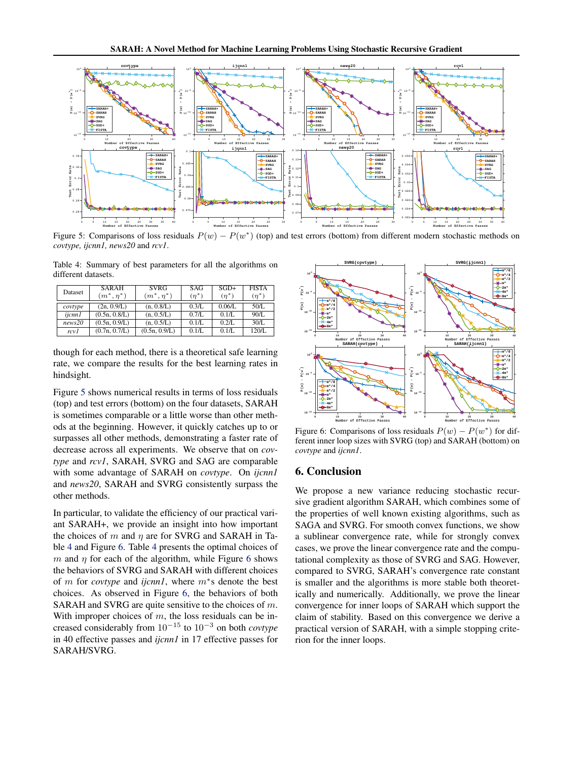Figure 5: Comparisons of loss residuals $P(w) - P(w^*)$ (top) and test errors (bottom) from different modern stochastic methods on *covtype, ijcnn1, news20* and *rcv1*.

Table 4: Summary of best parameters for all the algorithms on different datasets.

| Dataset | SARAH $(m^*, \eta^*)$ | SVRG $(m^*, \eta^*)$ | SAG $(\eta^*)$ | SGD+ $(\eta^*)$ | FISTA $(\eta^*)$ |
|---|---|---|---|---|---|
| *covtype* | (2n, 0.9/L) | (n, 0.8/L) | 0.3/L | 0.06/L | 50/L |
| *ijcnn1* | (0.5n, 0.8/L) | (n, 0.5/L) | 0.7/L | 0.1/L | 90/L |
| *news20* | (0.5n, 0.9/L) | (n, 0.5/L) | 0.1/L | 0.2/L | 30/L |
| *rcv1* | (0.7n, 0.7/L) | (0.5n, 0.9/L) | 0.1/L | 0.1/L | 120/L |

though for each method, there is a theoretical safe learning rate, we compare the results for the best learning rates in hindsight.

Figure 5 shows numerical results in terms of loss residuals (top) and test errors (bottom) on the four datasets, SARAH is sometimes comparable or a little worse than other methods at the beginning. However, it quickly catches up to or surpasses all other methods, demonstrating a faster rate of decrease across all experiments. We observe that on *covtype* and *rcv1*, SARAH, SVRG and SAG are comparable with some advantage of SARAH on *covtype*. On *ijcnn1* and *news20*, SARAH and SVRG consistently surpass the other methods.

In particular, to validate the efficiency of our practical variant SARAH+, we provide an insight into how important the choices of $m$ and $\eta$ are for SVRG and SARAH in Table 4 and Figure 6. Table 4 presents the optimal choices of $m$ and $\eta$ for each of the algorithm, while Figure 6 shows the behaviors of SVRG and SARAH with different choices of $m$ for *covtype* and *ijcnn1*, where $m^*$s denote the best choices. As observed in Figure 6, the behaviors of both SARAH and SVRG are quite sensitive to the choices of $m$. With improper choices of $m$, the loss residuals can be increased considerably from $10^{-15}$ to $10^{-3}$ on both *covtype* in 40 effective passes and *ijcnn1* in 17 effective passes for SARAH/SVRG.

Figure 6: Comparisons of loss residuals $P(w) - P(w^*)$ for different inner loop sizes with SVRG (top) and SARAH (bottom) on *covtype* and *ijcnn1*.

## 6. Conclusion

We propose a new variance reducing stochastic recursive gradient algorithm SARAH, which combines some of the properties of well known existing algorithms, such as SAGA and SVRG. For smooth convex functions, we show a sublinear convergence rate, while for strongly convex cases, we prove the linear convergence rate and the computational complexity as those of SVRG and SAG. However, compared to SVRG, SARAH's convergence rate constant is smaller and the algorithms is more stable both theoretically and numerically. Additionally, we prove the linear convergence for inner loops of SARAH which support the claim of stability. Based on this convergence we derive a practical version of SARAH, with a simple stopping criterion for the inner loops.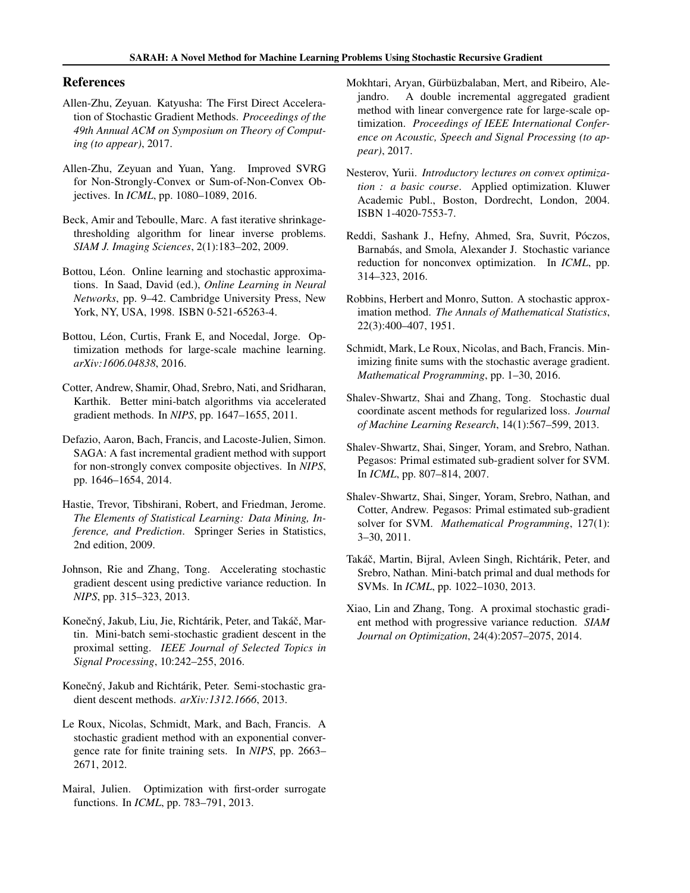## References

Allen-Zhu, Zeyuan. Katyusha: The First Direct Acceleration of Stochastic Gradient Methods. *Proceedings of the 49th Annual ACM on Symposium on Theory of Computing (to appear)*, 2017.

Allen-Zhu, Zeyuan and Yuan, Yang. Improved SVRG for Non-Strongly-Convex or Sum-of-Non-Convex Objectives. In *ICML*, pp. 1080–1089, 2016.

Beck, Amir and Teboulle, Marc. A fast iterative shrinkage-thresholding algorithm for linear inverse problems. *SIAM J. Imaging Sciences*, 2(1):183–202, 2009.

Bottou, Léon. Online learning and stochastic approximations. In Saad, David (ed.), *Online Learning in Neural Networks*, pp. 9–42. Cambridge University Press, New York, NY, USA, 1998. ISBN 0-521-65263-4.

Bottou, Léon, Curtis, Frank E, and Nocedal, Jorge. Optimization methods for large-scale machine learning. *arXiv:1606.04838*, 2016.

Cotter, Andrew, Shamir, Ohad, Srebro, Nati, and Sridharan, Karthik. Better mini-batch algorithms via accelerated gradient methods. In *NIPS*, pp. 1647–1655, 2011.

Defazio, Aaron, Bach, Francis, and Lacoste-Julien, Simon. SAGA: A fast incremental gradient method with support for non-strongly convex composite objectives. In *NIPS*, pp. 1646–1654, 2014.

Hastie, Trevor, Tibshirani, Robert, and Friedman, Jerome. *The Elements of Statistical Learning: Data Mining, Inference, and Prediction*. Springer Series in Statistics, 2nd edition, 2009.

Johnson, Rie and Zhang, Tong. Accelerating stochastic gradient descent using predictive variance reduction. In *NIPS*, pp. 315–323, 2013.

Konečný, Jakub, Liu, Jie, Richtárik, Peter, and Takáč, Martin. Mini-batch semi-stochastic gradient descent in the proximal setting. *IEEE Journal of Selected Topics in Signal Processing*, 10:242–255, 2016.

Konečný, Jakub and Richtárik, Peter. Semi-stochastic gradient descent methods. *arXiv:1312.1666*, 2013.

Le Roux, Nicolas, Schmidt, Mark, and Bach, Francis. A stochastic gradient method with an exponential convergence rate for finite training sets. In *NIPS*, pp. 2663–2671, 2012.

Mairal, Julien. Optimization with first-order surrogate functions. In *ICML*, pp. 783–791, 2013.

Mokhtari, Aryan, Gürbüzbalaban, Mert, and Ribeiro, Alejandro. A double incremental aggregated gradient method with linear convergence rate for large-scale optimization. *Proceedings of IEEE International Conference on Acoustic, Speech and Signal Processing (to appear)*, 2017.

Nesterov, Yurii. *Introductory lectures on convex optimization : a basic course*. Applied optimization. Kluwer Academic Publ., Boston, Dordrecht, London, 2004. ISBN 1-4020-7553-7.

Reddi, Sashank J., Hefny, Ahmed, Sra, Suvrit, Póczos, Barnabás, and Smola, Alexander J. Stochastic variance reduction for nonconvex optimization. In *ICML*, pp. 314–323, 2016.

Robbins, Herbert and Monro, Sutton. A stochastic approximation method. *The Annals of Mathematical Statistics*, 22(3):400–407, 1951.

Schmidt, Mark, Le Roux, Nicolas, and Bach, Francis. Minimizing finite sums with the stochastic average gradient. *Mathematical Programming*, pp. 1–30, 2016.

Shalev-Shwartz, Shai and Zhang, Tong. Stochastic dual coordinate ascent methods for regularized loss. *Journal of Machine Learning Research*, 14(1):567–599, 2013.

Shalev-Shwartz, Shai, Singer, Yoram, and Srebro, Nathan. Pegasos: Primal estimated sub-gradient solver for SVM. In *ICML*, pp. 807–814, 2007.

Shalev-Shwartz, Shai, Singer, Yoram, Srebro, Nathan, and Cotter, Andrew. Pegasos: Primal estimated sub-gradient solver for SVM. *Mathematical Programming*, 127(1): 3–30, 2011.

Takáč, Martin, Bijral, Avleen Singh, Richtárik, Peter, and Srebro, Nathan. Mini-batch primal and dual methods for SVMs. In *ICML*, pp. 1022–1030, 2013.

Xiao, Lin and Zhang, Tong. A proximal stochastic gradient method with progressive variance reduction. *SIAM Journal on Optimization*, 24(4):2057–2075, 2014.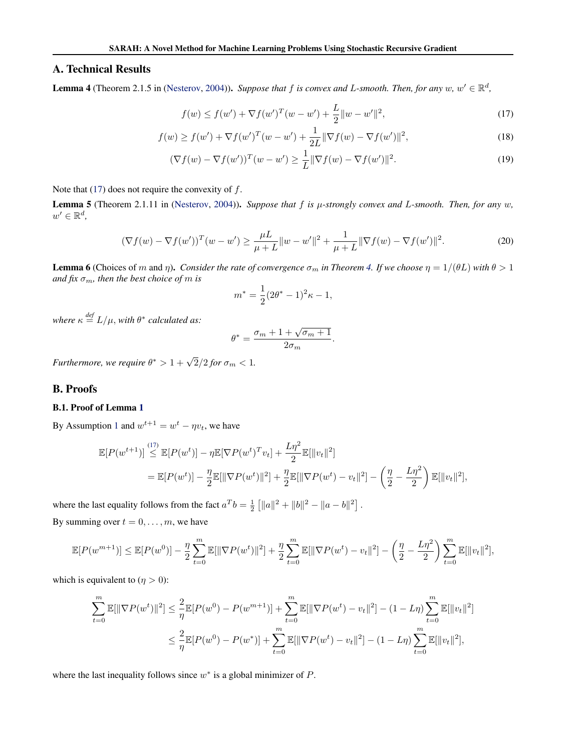## A. Technical Results

**Lemma 4** (Theorem 2.1.5 in (Nesterov, 2004)). *Suppose that $f$ is convex and $L$-smooth. Then, for any $w$, $w' \in \mathbb{R}^d$,*

$$f(w) \leq f(w') + \nabla f(w')^T(w - w') + \frac{L}{2}\|w - w'\|^2, \tag{17}$$

$$f(w) \geq f(w') + \nabla f(w')^T(w - w') + \frac{1}{2L}\|\nabla f(w) - \nabla f(w')\|^2, \tag{18}$$

$$(\nabla f(w) - \nabla f(w'))^T(w - w') \geq \frac{1}{L}\|\nabla f(w) - \nabla f(w')\|^2. \tag{19}$$

Note that (17) does not require the convexity of $f$.

**Lemma 5** (Theorem 2.1.11 in (Nesterov, 2004)). *Suppose that $f$ is $\mu$-strongly convex and $L$-smooth. Then, for any $w$, $w' \in \mathbb{R}^d$,*

$$(\nabla f(w) - \nabla f(w'))^T(w - w') \geq \frac{\mu L}{\mu + L}\|w - w'\|^2 + \frac{1}{\mu + L}\|\nabla f(w) - \nabla f(w')\|^2. \tag{20}$$

**Lemma 6** (Choices of $m$ and $\eta$). *Consider the rate of convergence $\sigma_m$ in Theorem 4. If we choose $\eta = 1/(\theta L)$ with $\theta > 1$ and fix $\sigma_m$, then the best choice of $m$ is*

$$m^* = \frac{1}{2}(2\theta^* - 1)^2\kappa - 1,$$

*where $\kappa \stackrel{def}{=} L/\mu$, with $\theta^*$ calculated as:*

$$\theta^* = \frac{\sigma_m + 1 + \sqrt{\sigma_m + 1}}{2\sigma_m}.$$

*Furthermore, we require $\theta^* > 1 + \sqrt{2}/2$ for $\sigma_m < 1$.*

## B. Proofs

### B.1. Proof of Lemma 1

By Assumption 1 and $w^{t+1} = w^t - \eta v_t$, we have

$$\begin{aligned}
\mathbb{E}[P(w^{t+1})] &\stackrel{(17)}{\leq} \mathbb{E}[P(w^t)] - \eta\mathbb{E}[\nabla P(w^t)^T v_t] + \frac{L\eta^2}{2}\mathbb{E}[\|v_t\|^2] \\
&= \mathbb{E}[P(w^t)] - \frac{\eta}{2}\mathbb{E}[\|\nabla P(w^t)\|^2] + \frac{\eta}{2}\mathbb{E}[\|\nabla P(w^t) - v_t\|^2] - \left(\frac{\eta}{2} - \frac{L\eta^2}{2}\right)\mathbb{E}[\|v_t\|^2],
\end{aligned}$$

where the last equality follows from the fact $a^T b = \frac{1}{2}\left[\|a\|^2 + \|b\|^2 - \|a - b\|^2\right]$.

By summing over $t = 0, \ldots, m$, we have

$$\mathbb{E}[P(w^{m+1})] \leq \mathbb{E}[P(w^0)] - \frac{\eta}{2}\sum_{t=0}^{m}\mathbb{E}[\|\nabla P(w^t)\|^2] + \frac{\eta}{2}\sum_{t=0}^{m}\mathbb{E}[\|\nabla P(w^t) - v_t\|^2] - \left(\frac{\eta}{2} - \frac{L\eta^2}{2}\right)\sum_{t=0}^{m}\mathbb{E}[\|v_t\|^2],$$

which is equivalent to ($\eta > 0$):

$$\begin{aligned}
\sum_{t=0}^{m}\mathbb{E}[\|\nabla P(w^t)\|^2] &\leq \frac{2}{\eta}\mathbb{E}[P(w^0) - P(w^{m+1})] + \sum_{t=0}^{m}\mathbb{E}[\|\nabla P(w^t) - v_t\|^2] - (1 - L\eta)\sum_{t=0}^{m}\mathbb{E}[\|v_t\|^2] \\
&\leq \frac{2}{\eta}\mathbb{E}[P(w^0) - P(w^*)] + \sum_{t=0}^{m}\mathbb{E}[\|\nabla P(w^t) - v_t\|^2] - (1 - L\eta)\sum_{t=0}^{m}\mathbb{E}[\|v_t\|^2],
\end{aligned}$$

where the last inequality follows since $w^*$ is a global minimizer of $P$.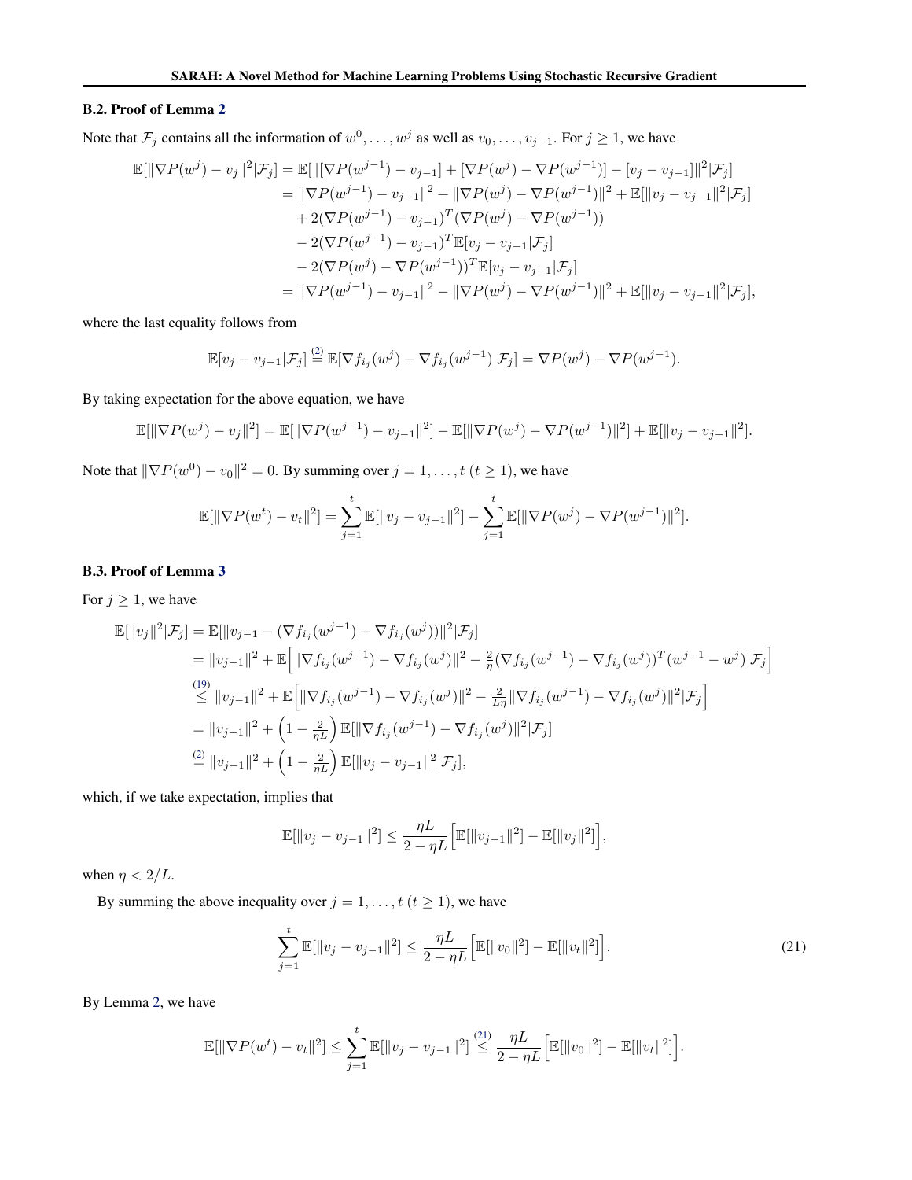### B.2. Proof of Lemma 2

Note that $\mathcal{F}_j$ contains all the information of $w^0, \ldots, w^j$ as well as $v_0, \ldots, v_{j-1}$. For $j \geq 1$, we have

$$
\begin{aligned}
\mathbb{E}[\|\nabla P(w^j) - v_j\|^2 | \mathcal{F}_j] &= \mathbb{E}[\|[\nabla P(w^{j-1}) - v_{j-1}] + [\nabla P(w^j) - \nabla P(w^{j-1})] - [v_j - v_{j-1}]\|^2 | \mathcal{F}_j] \\
&= \|\nabla P(w^{j-1}) - v_{j-1}\|^2 + \|\nabla P(w^j) - \nabla P(w^{j-1})\|^2 + \mathbb{E}[\|v_j - v_{j-1}\|^2 | \mathcal{F}_j] \\
&\quad + 2(\nabla P(w^{j-1}) - v_{j-1})^T (\nabla P(w^j) - \nabla P(w^{j-1})) \\
&\quad - 2(\nabla P(w^{j-1}) - v_{j-1})^T \mathbb{E}[v_j - v_{j-1} | \mathcal{F}_j] \\
&\quad - 2(\nabla P(w^j) - \nabla P(w^{j-1}))^T \mathbb{E}[v_j - v_{j-1} | \mathcal{F}_j] \\
&= \|\nabla P(w^{j-1}) - v_{j-1}\|^2 - \|\nabla P(w^j) - \nabla P(w^{j-1})\|^2 + \mathbb{E}[\|v_j - v_{j-1}\|^2 | \mathcal{F}_j],
\end{aligned}
$$

where the last equality follows from

$$
\mathbb{E}[v_j - v_{j-1} | \mathcal{F}_j] \overset{(2)}{=} \mathbb{E}[\nabla f_{i_j}(w^j) - \nabla f_{i_j}(w^{j-1}) | \mathcal{F}_j] = \nabla P(w^j) - \nabla P(w^{j-1}).
$$

By taking expectation for the above equation, we have

$$
\mathbb{E}[\|\nabla P(w^j) - v_j\|^2] = \mathbb{E}[\|\nabla P(w^{j-1}) - v_{j-1}\|^2] - \mathbb{E}[\|\nabla P(w^j) - \nabla P(w^{j-1})\|^2] + \mathbb{E}[\|v_j - v_{j-1}\|^2].
$$

Note that $\|\nabla P(w^0) - v_0\|^2 = 0$. By summing over $j = 1, \ldots, t$ $(t \geq 1)$, we have

$$
\mathbb{E}[\|\nabla P(w^t) - v_t\|^2] = \sum_{j=1}^{t} \mathbb{E}[\|v_j - v_{j-1}\|^2] - \sum_{j=1}^{t} \mathbb{E}[\|\nabla P(w^j) - \nabla P(w^{j-1})\|^2].
$$

### B.3. Proof of Lemma 3

For $j \geq 1$, we have

$$
\begin{aligned}
\mathbb{E}[\|v_j\|^2 | \mathcal{F}_j] &= \mathbb{E}[\|v_{j-1} - (\nabla f_{i_j}(w^{j-1}) - \nabla f_{i_j}(w^j))\|^2 | \mathcal{F}_j] \\
&= \|v_{j-1}\|^2 + \mathbb{E}\Big[\|\nabla f_{i_j}(w^{j-1}) - \nabla f_{i_j}(w^j)\|^2 - \tfrac{2}{\eta}(\nabla f_{i_j}(w^{j-1}) - \nabla f_{i_j}(w^j))^T (w^{j-1} - w^j) | \mathcal{F}_j\Big] \\
&\overset{(19)}{\leq} \|v_{j-1}\|^2 + \mathbb{E}\Big[\|\nabla f_{i_j}(w^{j-1}) - \nabla f_{i_j}(w^j)\|^2 - \tfrac{2}{L\eta}\|\nabla f_{i_j}(w^{j-1}) - \nabla f_{i_j}(w^j)\|^2 | \mathcal{F}_j\Big] \\
&= \|v_{j-1}\|^2 + \Big(1 - \tfrac{2}{\eta L}\Big) \mathbb{E}[\|\nabla f_{i_j}(w^{j-1}) - \nabla f_{i_j}(w^j)\|^2 | \mathcal{F}_j] \\
&\overset{(2)}{=} \|v_{j-1}\|^2 + \Big(1 - \tfrac{2}{\eta L}\Big) \mathbb{E}[\|v_j - v_{j-1}\|^2 | \mathcal{F}_j],
\end{aligned}
$$

which, if we take expectation, implies that

$$
\mathbb{E}[\|v_j - v_{j-1}\|^2] \leq \frac{\eta L}{2 - \eta L} \Big[\mathbb{E}[\|v_{j-1}\|^2] - \mathbb{E}[\|v_j\|^2]\Big],
$$

when $\eta < 2/L$.

By summing the above inequality over $j = 1, \ldots, t$ $(t \geq 1)$, we have

$$
\sum_{j=1}^{t} \mathbb{E}[\|v_j - v_{j-1}\|^2] \leq \frac{\eta L}{2 - \eta L} \Big[\mathbb{E}[\|v_0\|^2] - \mathbb{E}[\|v_t\|^2]\Big]. \tag{21}
$$

By Lemma 2, we have

$$
\mathbb{E}[\|\nabla P(w^t) - v_t\|^2] \leq \sum_{j=1}^{t} \mathbb{E}[\|v_j - v_{j-1}\|^2] \overset{(21)}{\leq} \frac{\eta L}{2 - \eta L} \Big[\mathbb{E}[\|v_0\|^2] - \mathbb{E}[\|v_t\|^2]\Big].
$$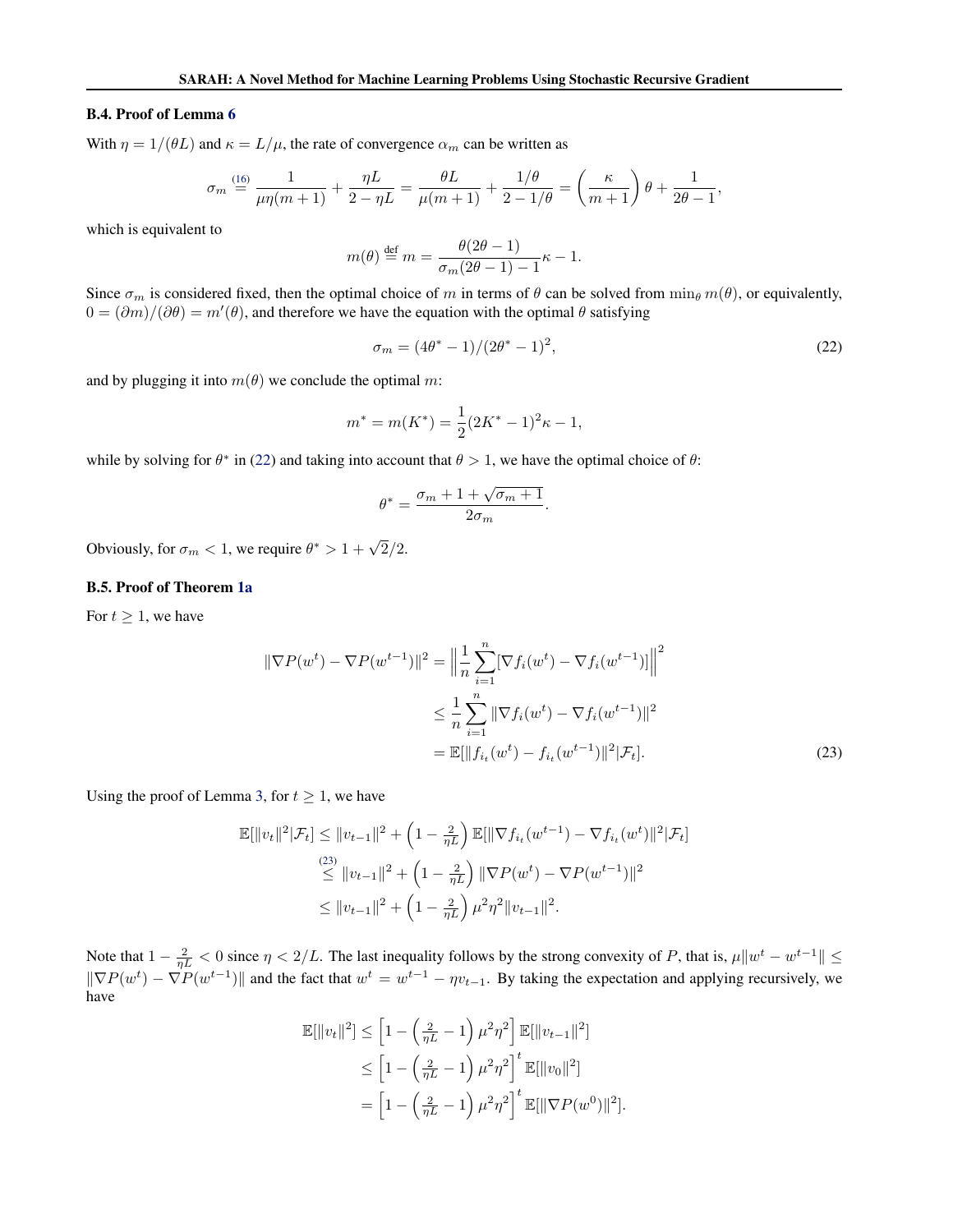### B.4. Proof of Lemma 6

With $\eta = 1/(\theta L)$ and $\kappa = L/\mu$, the rate of convergence $\alpha_m$ can be written as

$$\sigma_m \overset{(16)}{=} \frac{1}{\mu\eta(m+1)} + \frac{\eta L}{2 - \eta L} = \frac{\theta L}{\mu(m+1)} + \frac{1/\theta}{2 - 1/\theta} = \left(\frac{\kappa}{m+1}\right)\theta + \frac{1}{2\theta - 1},$$

which is equivalent to

$$m(\theta) \overset{\text{def}}{=} m = \frac{\theta(2\theta - 1)}{\sigma_m(2\theta - 1) - 1}\kappa - 1.$$

Since $\sigma_m$ is considered fixed, then the optimal choice of $m$ in terms of $\theta$ can be solved from $\min_\theta m(\theta)$, or equivalently, $0 = (\partial m)/(\partial \theta) = m'(\theta)$, and therefore we have the equation with the optimal $\theta$ satisfying

$$\sigma_m = (4\theta^* - 1)/(2\theta^* - 1)^2, \tag{22}$$

and by plugging it into $m(\theta)$ we conclude the optimal $m$:

$$m^* = m(K^*) = \frac{1}{2}(2K^* - 1)^2\kappa - 1,$$

while by solving for $\theta^*$ in (22) and taking into account that $\theta > 1$, we have the optimal choice of $\theta$:

$$\theta^* = \frac{\sigma_m + 1 + \sqrt{\sigma_m + 1}}{2\sigma_m}.$$

Obviously, for $\sigma_m < 1$, we require $\theta^* > 1 + \sqrt{2}/2$.

### B.5. Proof of Theorem 1a

For $t \geq 1$, we have

$$\begin{aligned}
\|\nabla P(w^t) - \nabla P(w^{t-1})\|^2 &= \Big\| \frac{1}{n}\sum_{i=1}^n [\nabla f_i(w^t) - \nabla f_i(w^{t-1})] \Big\|^2 \\
&\leq \frac{1}{n}\sum_{i=1}^n \|\nabla f_i(w^t) - \nabla f_i(w^{t-1})\|^2 \\
&= \mathbb{E}[\|f_{i_t}(w^t) - f_{i_t}(w^{t-1})\|^2 | \mathcal{F}_t].
\end{aligned} \tag{23}$$

Using the proof of Lemma 3, for $t \geq 1$, we have

$$\begin{aligned}
\mathbb{E}[\|v_t\|^2 | \mathcal{F}_t] &\leq \|v_{t-1}\|^2 + \left(1 - \tfrac{2}{\eta L}\right) \mathbb{E}[\|\nabla f_{i_t}(w^{t-1}) - \nabla f_{i_t}(w^t)\|^2 | \mathcal{F}_t] \\
&\overset{(23)}{\leq} \|v_{t-1}\|^2 + \left(1 - \tfrac{2}{\eta L}\right) \|\nabla P(w^t) - \nabla P(w^{t-1})\|^2 \\
&\leq \|v_{t-1}\|^2 + \left(1 - \tfrac{2}{\eta L}\right) \mu^2\eta^2 \|v_{t-1}\|^2.
\end{aligned}$$

Note that $1 - \frac{2}{\eta L} < 0$ since $\eta < 2/L$. The last inequality follows by the strong convexity of $P$, that is, $\mu\|w^t - w^{t-1}\| \leq \|\nabla P(w^t) - \nabla P(w^{t-1})\|$ and the fact that $w^t = w^{t-1} - \eta v_{t-1}$. By taking the expectation and applying recursively, we have

$$\begin{aligned}
\mathbb{E}[\|v_t\|^2] &\leq \left[1 - \left(\tfrac{2}{\eta L} - 1\right)\mu^2\eta^2\right] \mathbb{E}[\|v_{t-1}\|^2] \\
&\leq \left[1 - \left(\tfrac{2}{\eta L} - 1\right)\mu^2\eta^2\right]^t \mathbb{E}[\|v_0\|^2] \\
&= \left[1 - \left(\tfrac{2}{\eta L} - 1\right)\mu^2\eta^2\right]^t \mathbb{E}[\|\nabla P(w^0)\|^2].
\end{aligned}$$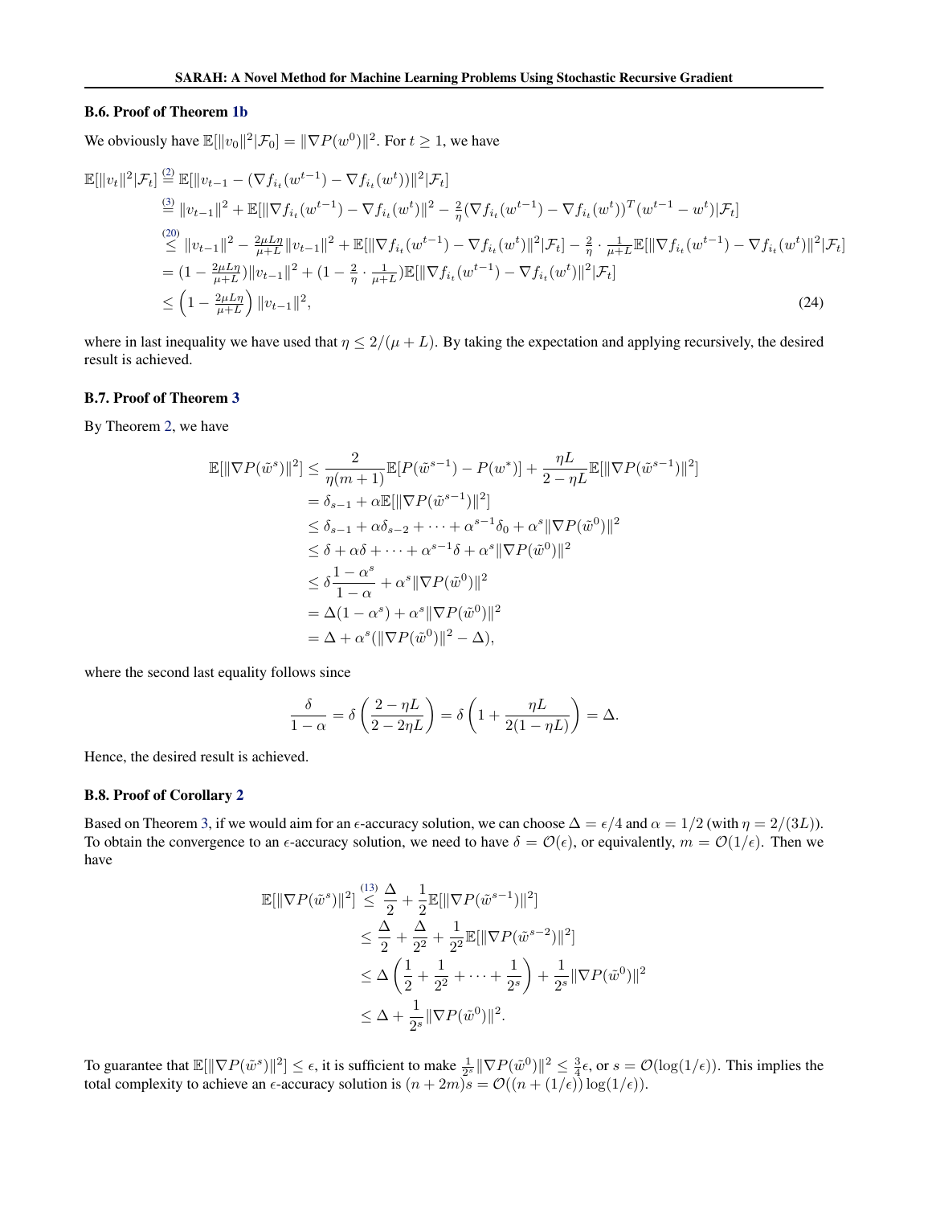### B.6. Proof of Theorem 1b

We obviously have $\mathbb{E}[\|v_0\|^2|\mathcal{F}_0] = \|\nabla P(w^0)\|^2$. For $t \geq 1$, we have

$$
\begin{aligned}
\mathbb{E}[\|v_t\|^2|\mathcal{F}_t] &\overset{(2)}{=} \mathbb{E}[\|v_{t-1} - (\nabla f_{i_t}(w^{t-1}) - \nabla f_{i_t}(w^t))\|^2|\mathcal{F}_t] \\
&\overset{(3)}{=} \|v_{t-1}\|^2 + \mathbb{E}[\|\nabla f_{i_t}(w^{t-1}) - \nabla f_{i_t}(w^t)\|^2 - \tfrac{2}{\eta}(\nabla f_{i_t}(w^{t-1}) - \nabla f_{i_t}(w^t))^T(w^{t-1} - w^t)|\mathcal{F}_t] \\
&\overset{(20)}{\leq} \|v_{t-1}\|^2 - \tfrac{2\mu L\eta}{\mu+L}\|v_{t-1}\|^2 + \mathbb{E}[\|\nabla f_{i_t}(w^{t-1}) - \nabla f_{i_t}(w^t)\|^2|\mathcal{F}_t] - \tfrac{2}{\eta}\cdot\tfrac{1}{\mu+L}\mathbb{E}[\|\nabla f_{i_t}(w^{t-1}) - \nabla f_{i_t}(w^t)\|^2|\mathcal{F}_t] \\
&= (1 - \tfrac{2\mu L\eta}{\mu+L})\|v_{t-1}\|^2 + (1 - \tfrac{2}{\eta}\cdot\tfrac{1}{\mu+L})\mathbb{E}[\|\nabla f_{i_t}(w^{t-1}) - \nabla f_{i_t}(w^t)\|^2|\mathcal{F}_t] \\
&\leq \left(1 - \tfrac{2\mu L\eta}{\mu+L}\right)\|v_{t-1}\|^2, \qquad (24)
\end{aligned}
$$

where in last inequality we have used that $\eta \leq 2/(\mu + L)$. By taking the expectation and applying recursively, the desired result is achieved.

### B.7. Proof of Theorem 3

By Theorem 2, we have

$$
\begin{aligned}
\mathbb{E}[\|\nabla P(\tilde{w}^s)\|^2] &\leq \frac{2}{\eta(m+1)}\mathbb{E}[P(\tilde{w}^{s-1}) - P(w^*)] + \frac{\eta L}{2-\eta L}\mathbb{E}[\|\nabla P(\tilde{w}^{s-1})\|^2] \\
&= \delta_{s-1} + \alpha\mathbb{E}[\|\nabla P(\tilde{w}^{s-1})\|^2] \\
&\leq \delta_{s-1} + \alpha\delta_{s-2} + \cdots + \alpha^{s-1}\delta_0 + \alpha^s\|\nabla P(\tilde{w}^0)\|^2 \\
&\leq \delta + \alpha\delta + \cdots + \alpha^{s-1}\delta + \alpha^s\|\nabla P(\tilde{w}^0)\|^2 \\
&\leq \delta\frac{1-\alpha^s}{1-\alpha} + \alpha^s\|\nabla P(\tilde{w}^0)\|^2 \\
&= \Delta(1-\alpha^s) + \alpha^s\|\nabla P(\tilde{w}^0)\|^2 \\
&= \Delta + \alpha^s(\|\nabla P(\tilde{w}^0)\|^2 - \Delta),
\end{aligned}
$$

where the second last equality follows since

$$
\frac{\delta}{1-\alpha} = \delta\left(\frac{2-\eta L}{2-2\eta L}\right) = \delta\left(1 + \frac{\eta L}{2(1-\eta L)}\right) = \Delta.
$$

Hence, the desired result is achieved.

### B.8. Proof of Corollary 2

Based on Theorem 3, if we would aim for an $\epsilon$-accuracy solution, we can choose $\Delta = \epsilon/4$ and $\alpha = 1/2$ (with $\eta = 2/(3L)$). To obtain the convergence to an $\epsilon$-accuracy solution, we need to have $\delta = \mathcal{O}(\epsilon)$, or equivalently, $m = \mathcal{O}(1/\epsilon)$. Then we have

$$
\begin{aligned}
\mathbb{E}[\|\nabla P(\tilde{w}^s)\|^2] &\overset{(13)}{\leq} \frac{\Delta}{2} + \frac{1}{2}\mathbb{E}[\|\nabla P(\tilde{w}^{s-1})\|^2] \\
&\leq \frac{\Delta}{2} + \frac{\Delta}{2^2} + \frac{1}{2^2}\mathbb{E}[\|\nabla P(\tilde{w}^{s-2})\|^2] \\
&\leq \Delta\left(\frac{1}{2} + \frac{1}{2^2} + \cdots + \frac{1}{2^s}\right) + \frac{1}{2^s}\|\nabla P(\tilde{w}^0)\|^2 \\
&\leq \Delta + \frac{1}{2^s}\|\nabla P(\tilde{w}^0)\|^2.
\end{aligned}
$$

To guarantee that $\mathbb{E}[\|\nabla P(\tilde{w}^s)\|^2] \leq \epsilon$, it is sufficient to make $\frac{1}{2^s}\|\nabla P(\tilde{w}^0)\|^2 \leq \frac{3}{4}\epsilon$, or $s = \mathcal{O}(\log(1/\epsilon))$. This implies the total complexity to achieve an $\epsilon$-accuracy solution is $(n + 2m)s = \mathcal{O}((n + (1/\epsilon))\log(1/\epsilon))$.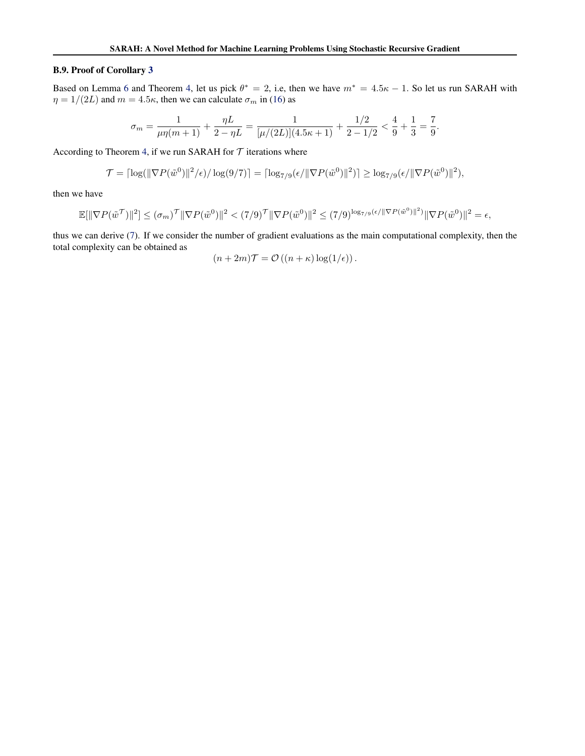### B.9. Proof of Corollary 3

Based on Lemma 6 and Theorem 4, let us pick $\theta^* = 2$, i.e, then we have $m^* = 4.5\kappa - 1$. So let us run SARAH with $\eta = 1/(2L)$ and $m = 4.5\kappa$, then we can calculate $\sigma_m$ in (16) as

$$\sigma_m = \frac{1}{\mu\eta(m+1)} + \frac{\eta L}{2 - \eta L} = \frac{1}{[\mu/(2L)](4.5\kappa + 1)} + \frac{1/2}{2 - 1/2} < \frac{4}{9} + \frac{1}{3} = \frac{7}{9}.$$

According to Theorem 4, if we run SARAH for $\mathcal{T}$ iterations where

$$\mathcal{T} = \lceil \log(\|\nabla P(\tilde{w}^0)\|^2/\epsilon)/\log(9/7) \rceil = \lceil \log_{7/9}(\epsilon/\|\nabla P(\tilde{w}^0)\|^2) \rceil \geq \log_{7/9}(\epsilon/\|\nabla P(\tilde{w}^0)\|^2),$$

then we have

$$\mathbb{E}[\|\nabla P(\tilde{w}^{\mathcal{T}})\|^2] \leq (\sigma_m)^{\mathcal{T}} \|\nabla P(\tilde{w}^0)\|^2 < (7/9)^{\mathcal{T}} \|\nabla P(\tilde{w}^0)\|^2 \leq (7/9)^{\log_{7/9}(\epsilon/\|\nabla P(\tilde{w}^0)\|^2)} \|\nabla P(\tilde{w}^0)\|^2 = \epsilon,$$

thus we can derive (7). If we consider the number of gradient evaluations as the main computational complexity, then the total complexity can be obtained as

$$(n + 2m)\mathcal{T} = \mathcal{O}\left((n + \kappa)\log(1/\epsilon)\right).$$